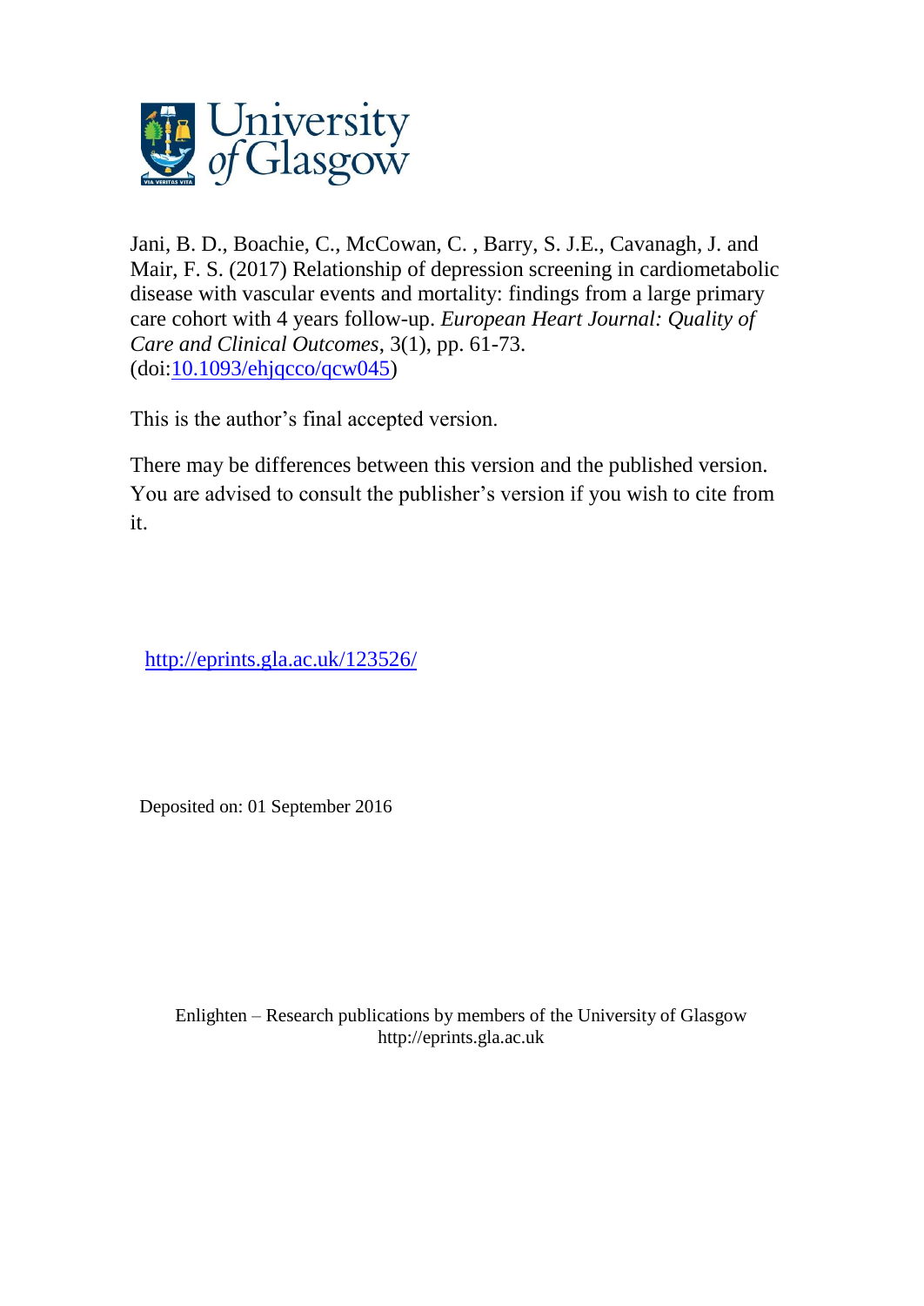University of Glasgow

Jani, B. D., Boachie, C., McCowan, C. , Barry, S. J.E., Cavanagh, J. and Mair, F. S. (2017) Relationship of depression screening in cardiometabolic disease with vascular events and mortality: findings from a large primary care cohort with 4 years follow-up. *European Heart Journal: Quality of Care and Clinical Outcomes*, 3(1), pp. 61-73. (doi:10.1093/ehjqcco/qcw045)

This is the author's final accepted version.

There may be differences between this version and the published version. You are advised to consult the publisher's version if you wish to cite from it.

http://eprints.gla.ac.uk/123526/

Deposited on: 01 September 2016

Enlighten – Research publications by members of the University of Glasgow
http://eprints.gla.ac.uk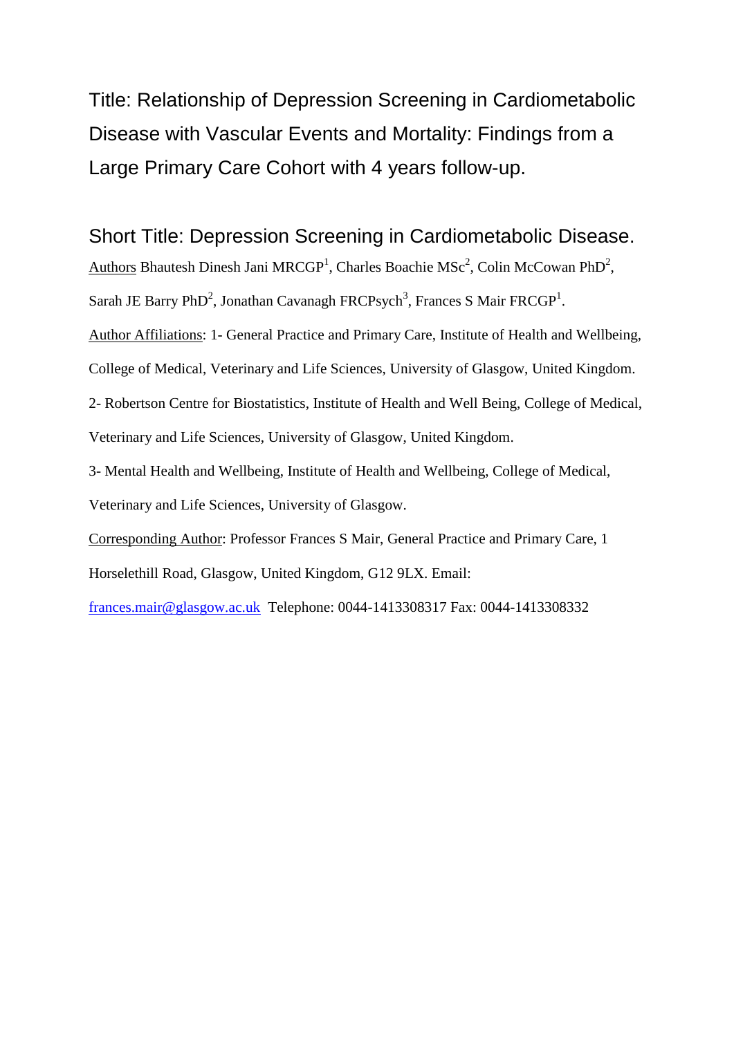# Title: Relationship of Depression Screening in Cardiometabolic Disease with Vascular Events and Mortality: Findings from a Large Primary Care Cohort with 4 years follow-up.

## Short Title: Depression Screening in Cardiometabolic Disease.

<u>Authors</u> Bhautesh Dinesh Jani MRCGP[1], Charles Boachie MSc[2], Colin McCowan PhD[2], Sarah JE Barry PhD[2], Jonathan Cavanagh FRCPsych[3], Frances S Mair FRCGP[1].

<u>Author Affiliations</u>: 1- General Practice and Primary Care, Institute of Health and Wellbeing, College of Medical, Veterinary and Life Sciences, University of Glasgow, United Kingdom.

2- Robertson Centre for Biostatistics, Institute of Health and Well Being, College of Medical, Veterinary and Life Sciences, University of Glasgow, United Kingdom.

3- Mental Health and Wellbeing, Institute of Health and Wellbeing, College of Medical, Veterinary and Life Sciences, University of Glasgow.

<u>Corresponding Author</u>: Professor Frances S Mair, General Practice and Primary Care, 1 Horselethill Road, Glasgow, United Kingdom, G12 9LX. Email: frances.mair@glasgow.ac.uk Telephone: 0044-1413308317 Fax: 0044-1413308332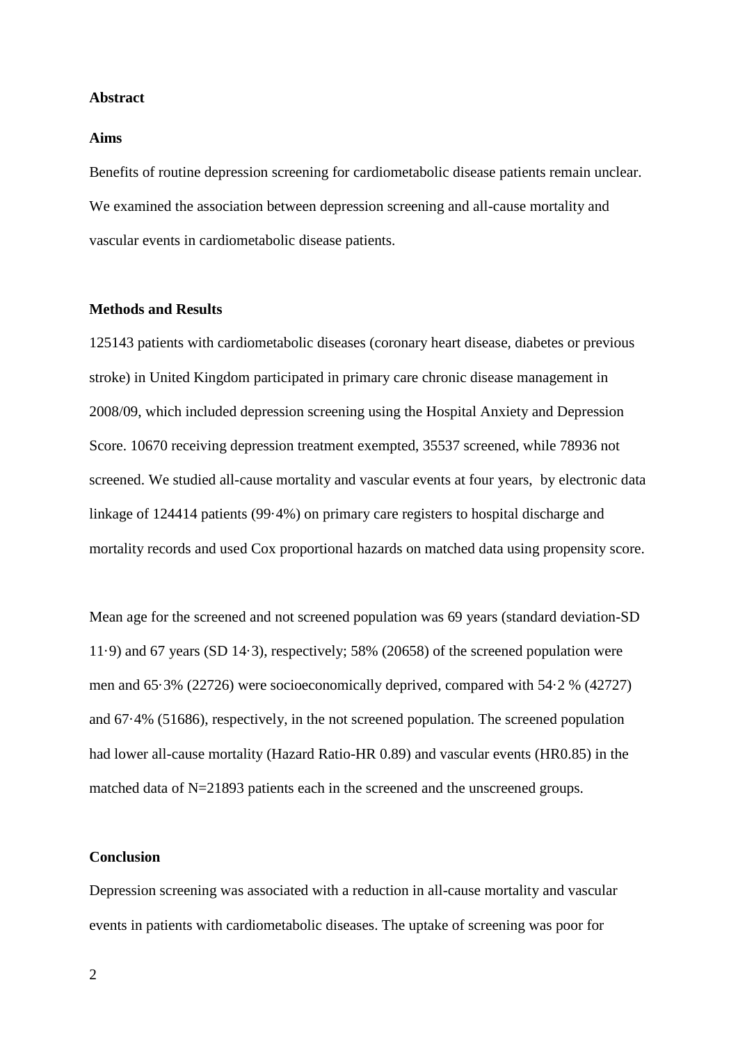## Abstract

### Aims

Benefits of routine depression screening for cardiometabolic disease patients remain unclear. We examined the association between depression screening and all-cause mortality and vascular events in cardiometabolic disease patients.

### Methods and Results

125143 patients with cardiometabolic diseases (coronary heart disease, diabetes or previous stroke) in United Kingdom participated in primary care chronic disease management in 2008/09, which included depression screening using the Hospital Anxiety and Depression Score. 10670 receiving depression treatment exempted, 35537 screened, while 78936 not screened. We studied all-cause mortality and vascular events at four years, by electronic data linkage of 124414 patients (99·4%) on primary care registers to hospital discharge and mortality records and used Cox proportional hazards on matched data using propensity score.

Mean age for the screened and not screened population was 69 years (standard deviation-SD 11·9) and 67 years (SD 14·3), respectively; 58% (20658) of the screened population were men and 65·3% (22726) were socioeconomically deprived, compared with 54·2 % (42727) and 67·4% (51686), respectively, in the not screened population. The screened population had lower all-cause mortality (Hazard Ratio-HR 0.89) and vascular events (HR0.85) in the matched data of N=21893 patients each in the screened and the unscreened groups.

### Conclusion

Depression screening was associated with a reduction in all-cause mortality and vascular events in patients with cardiometabolic diseases. The uptake of screening was poor for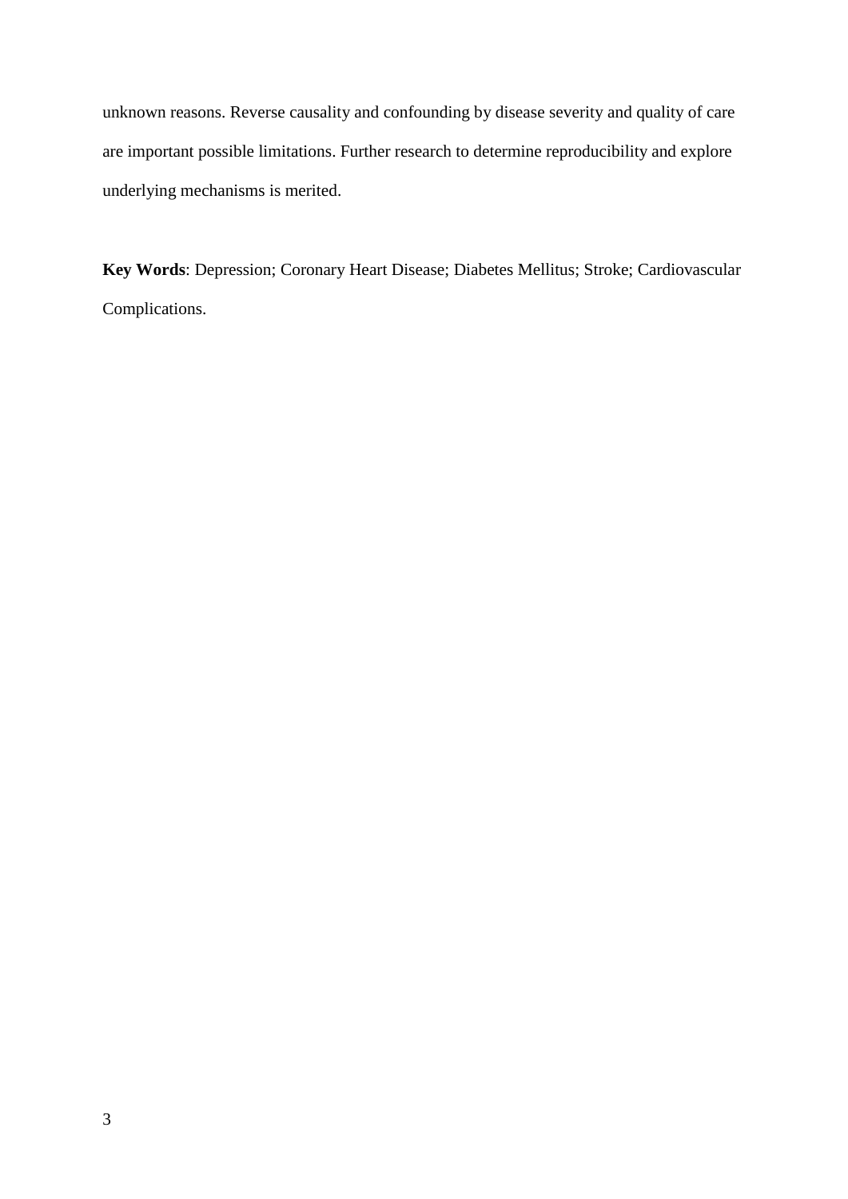unknown reasons. Reverse causality and confounding by disease severity and quality of care are important possible limitations. Further research to determine reproducibility and explore underlying mechanisms is merited.

**Key Words**: Depression; Coronary Heart Disease; Diabetes Mellitus; Stroke; Cardiovascular Complications.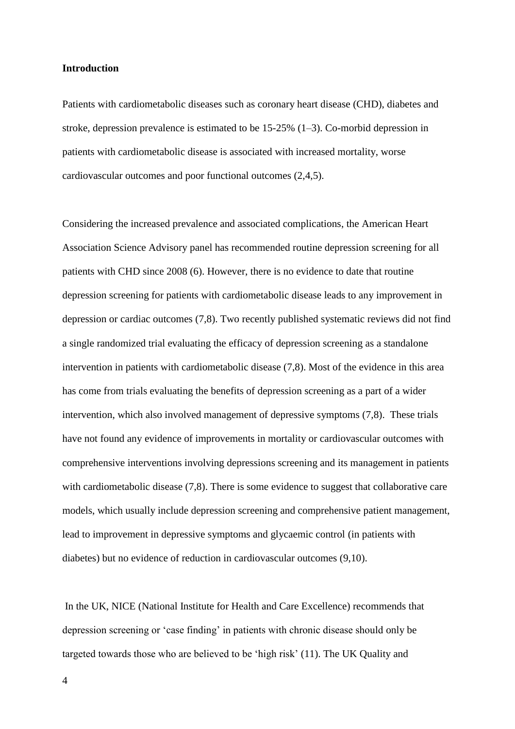## Introduction

Patients with cardiometabolic diseases such as coronary heart disease (CHD), diabetes and stroke, depression prevalence is estimated to be 15-25% (1–3). Co-morbid depression in patients with cardiometabolic disease is associated with increased mortality, worse cardiovascular outcomes and poor functional outcomes (2,4,5).

Considering the increased prevalence and associated complications, the American Heart Association Science Advisory panel has recommended routine depression screening for all patients with CHD since 2008 (6). However, there is no evidence to date that routine depression screening for patients with cardiometabolic disease leads to any improvement in depression or cardiac outcomes (7,8). Two recently published systematic reviews did not find a single randomized trial evaluating the efficacy of depression screening as a standalone intervention in patients with cardiometabolic disease (7,8). Most of the evidence in this area has come from trials evaluating the benefits of depression screening as a part of a wider intervention, which also involved management of depressive symptoms (7,8). These trials have not found any evidence of improvements in mortality or cardiovascular outcomes with comprehensive interventions involving depressions screening and its management in patients with cardiometabolic disease (7,8). There is some evidence to suggest that collaborative care models, which usually include depression screening and comprehensive patient management, lead to improvement in depressive symptoms and glycaemic control (in patients with diabetes) but no evidence of reduction in cardiovascular outcomes (9,10).

In the UK, NICE (National Institute for Health and Care Excellence) recommends that depression screening or 'case finding' in patients with chronic disease should only be targeted towards those who are believed to be 'high risk' (11). The UK Quality and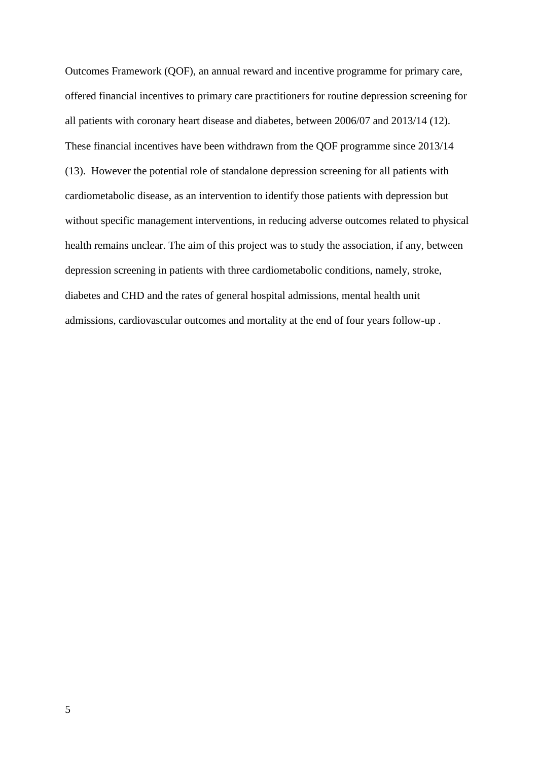Outcomes Framework (QOF), an annual reward and incentive programme for primary care, offered financial incentives to primary care practitioners for routine depression screening for all patients with coronary heart disease and diabetes, between 2006/07 and 2013/14 (12). These financial incentives have been withdrawn from the QOF programme since 2013/14 (13). However the potential role of standalone depression screening for all patients with cardiometabolic disease, as an intervention to identify those patients with depression but without specific management interventions, in reducing adverse outcomes related to physical health remains unclear. The aim of this project was to study the association, if any, between depression screening in patients with three cardiometabolic conditions, namely, stroke, diabetes and CHD and the rates of general hospital admissions, mental health unit admissions, cardiovascular outcomes and mortality at the end of four years follow-up .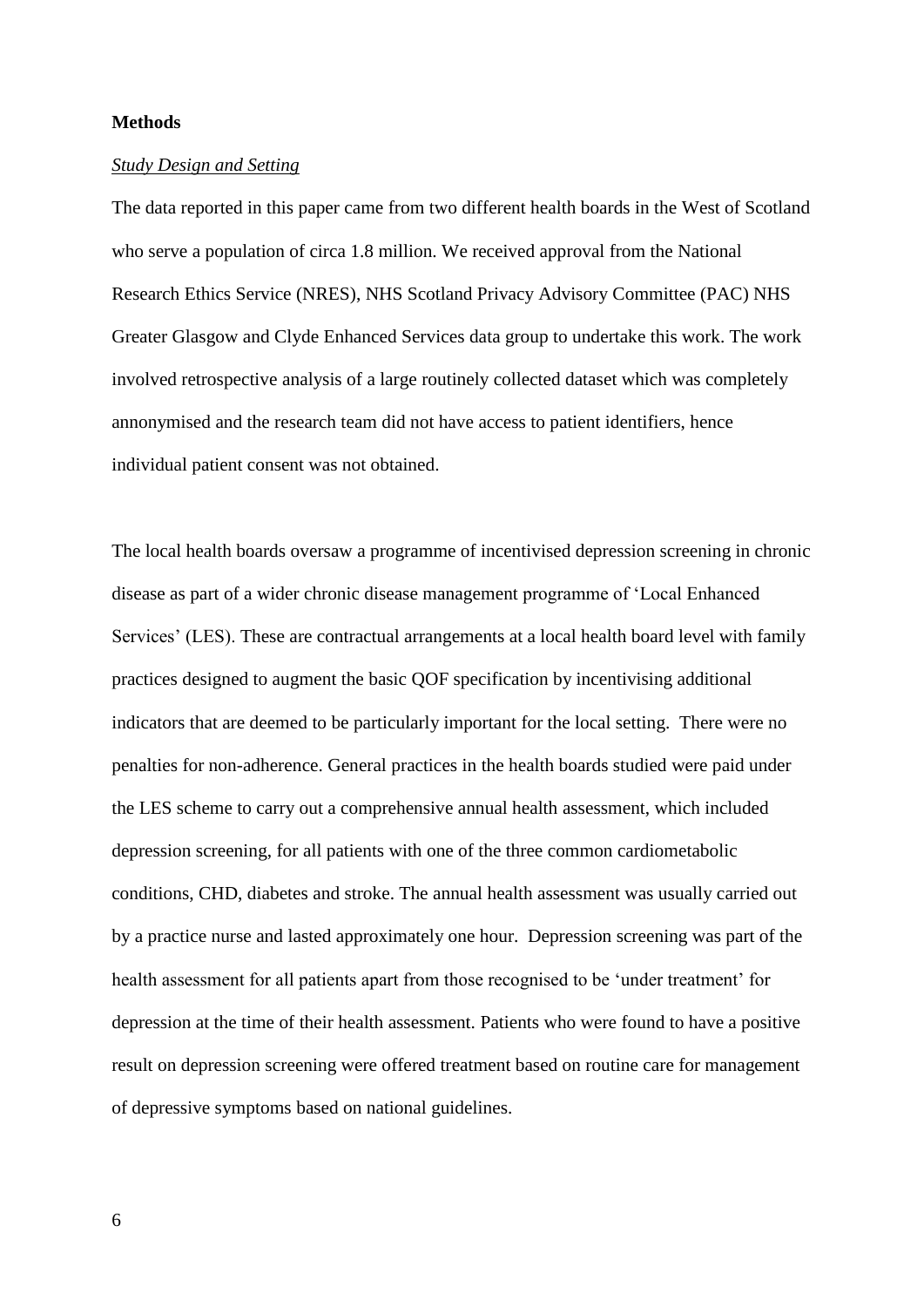**Methods**

*Study Design and Setting*

The data reported in this paper came from two different health boards in the West of Scotland who serve a population of circa 1.8 million. We received approval from the National Research Ethics Service (NRES), NHS Scotland Privacy Advisory Committee (PAC) NHS Greater Glasgow and Clyde Enhanced Services data group to undertake this work. The work involved retrospective analysis of a large routinely collected dataset which was completely annonymised and the research team did not have access to patient identifiers, hence individual patient consent was not obtained.

The local health boards oversaw a programme of incentivised depression screening in chronic disease as part of a wider chronic disease management programme of 'Local Enhanced Services' (LES). These are contractual arrangements at a local health board level with family practices designed to augment the basic QOF specification by incentivising additional indicators that are deemed to be particularly important for the local setting. There were no penalties for non-adherence. General practices in the health boards studied were paid under the LES scheme to carry out a comprehensive annual health assessment, which included depression screening, for all patients with one of the three common cardiometabolic conditions, CHD, diabetes and stroke. The annual health assessment was usually carried out by a practice nurse and lasted approximately one hour. Depression screening was part of the health assessment for all patients apart from those recognised to be 'under treatment' for depression at the time of their health assessment. Patients who were found to have a positive result on depression screening were offered treatment based on routine care for management of depressive symptoms based on national guidelines.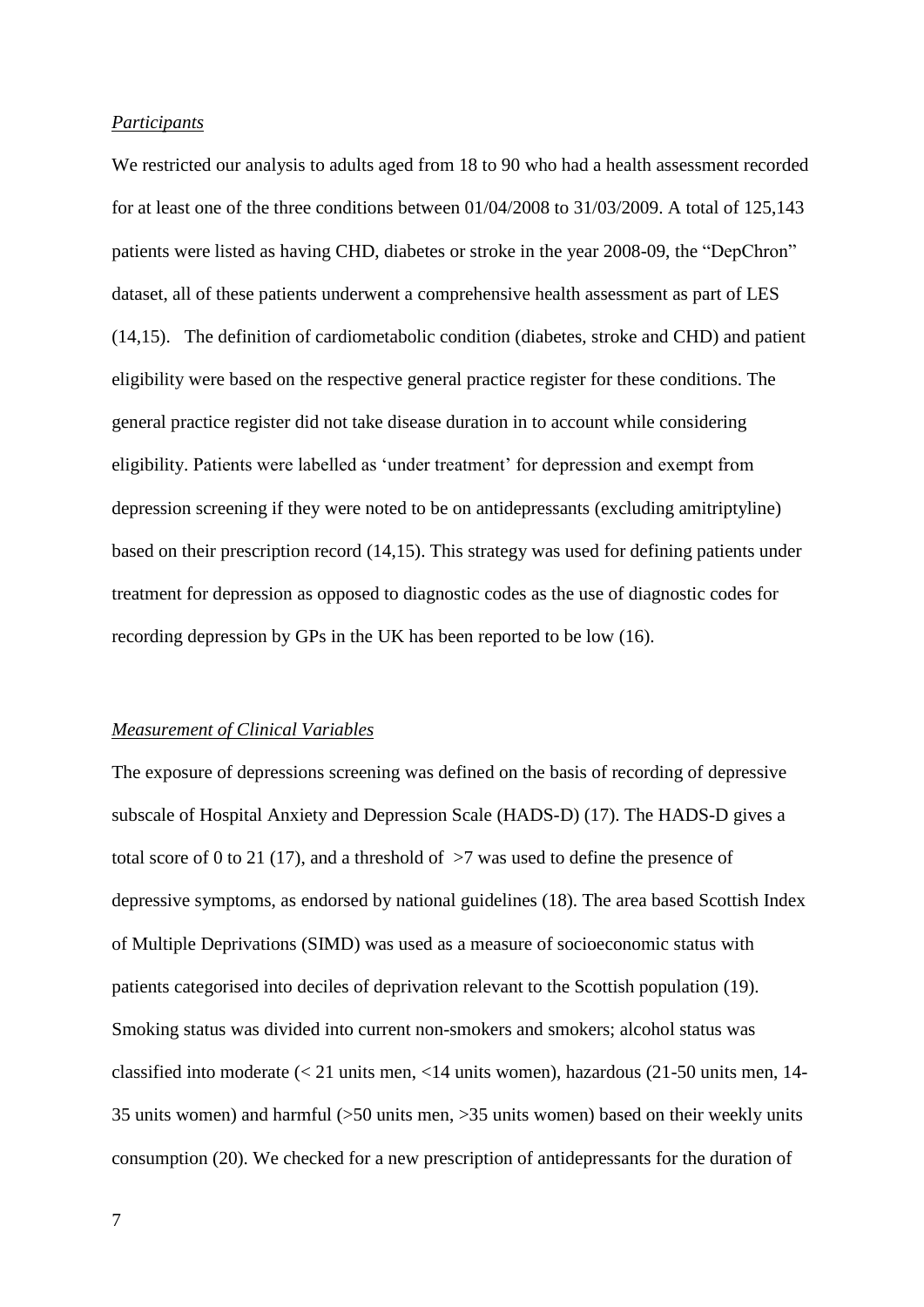*Participants*

We restricted our analysis to adults aged from 18 to 90 who had a health assessment recorded for at least one of the three conditions between 01/04/2008 to 31/03/2009. A total of 125,143 patients were listed as having CHD, diabetes or stroke in the year 2008-09, the "DepChron" dataset, all of these patients underwent a comprehensive health assessment as part of LES (14,15). The definition of cardiometabolic condition (diabetes, stroke and CHD) and patient eligibility were based on the respective general practice register for these conditions. The general practice register did not take disease duration in to account while considering eligibility. Patients were labelled as 'under treatment' for depression and exempt from depression screening if they were noted to be on antidepressants (excluding amitriptyline) based on their prescription record (14,15). This strategy was used for defining patients under treatment for depression as opposed to diagnostic codes as the use of diagnostic codes for recording depression by GPs in the UK has been reported to be low (16).

*Measurement of Clinical Variables*

The exposure of depressions screening was defined on the basis of recording of depressive subscale of Hospital Anxiety and Depression Scale (HADS-D) (17). The HADS-D gives a total score of 0 to 21 (17), and a threshold of >7 was used to define the presence of depressive symptoms, as endorsed by national guidelines (18). The area based Scottish Index of Multiple Deprivations (SIMD) was used as a measure of socioeconomic status with patients categorised into deciles of deprivation relevant to the Scottish population (19). Smoking status was divided into current non-smokers and smokers; alcohol status was classified into moderate (< 21 units men, <14 units women), hazardous (21-50 units men, 14-35 units women) and harmful (>50 units men, >35 units women) based on their weekly units consumption (20). We checked for a new prescription of antidepressants for the duration of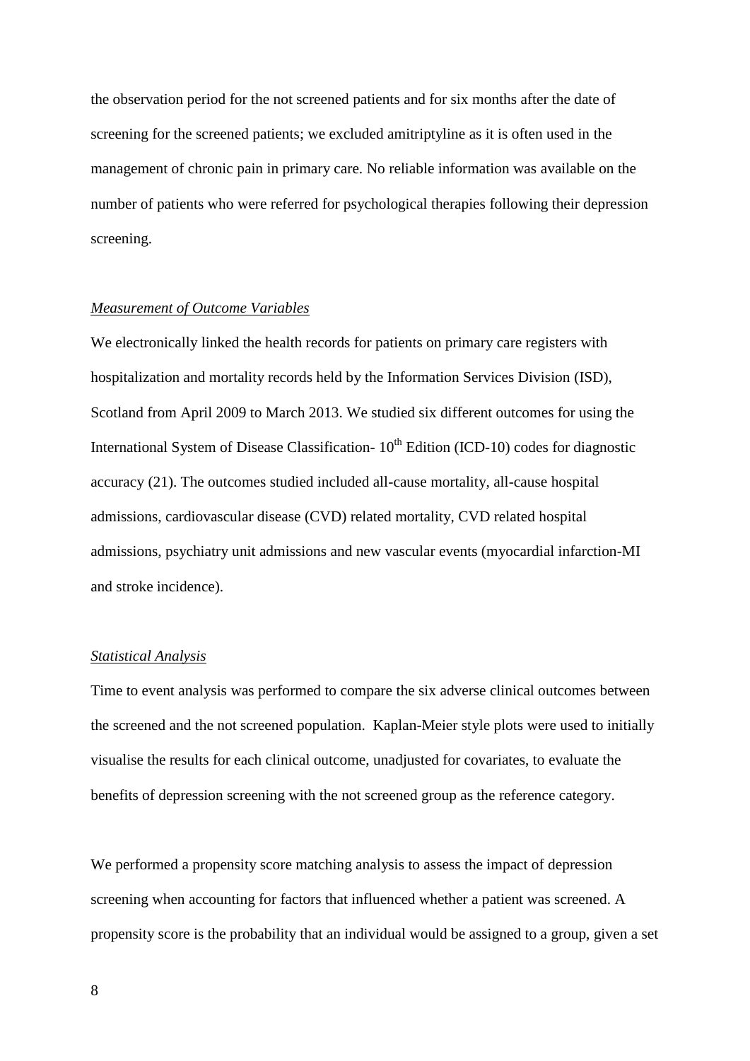the observation period for the not screened patients and for six months after the date of screening for the screened patients; we excluded amitriptyline as it is often used in the management of chronic pain in primary care. No reliable information was available on the number of patients who were referred for psychological therapies following their depression screening.

*Measurement of Outcome Variables*

We electronically linked the health records for patients on primary care registers with hospitalization and mortality records held by the Information Services Division (ISD), Scotland from April 2009 to March 2013. We studied six different outcomes for using the International System of Disease Classification- 10$^{th}$ Edition (ICD-10) codes for diagnostic accuracy (21). The outcomes studied included all-cause mortality, all-cause hospital admissions, cardiovascular disease (CVD) related mortality, CVD related hospital admissions, psychiatry unit admissions and new vascular events (myocardial infarction-MI and stroke incidence).

*Statistical Analysis*

Time to event analysis was performed to compare the six adverse clinical outcomes between the screened and the not screened population. Kaplan-Meier style plots were used to initially visualise the results for each clinical outcome, unadjusted for covariates, to evaluate the benefits of depression screening with the not screened group as the reference category.

We performed a propensity score matching analysis to assess the impact of depression screening when accounting for factors that influenced whether a patient was screened. A propensity score is the probability that an individual would be assigned to a group, given a set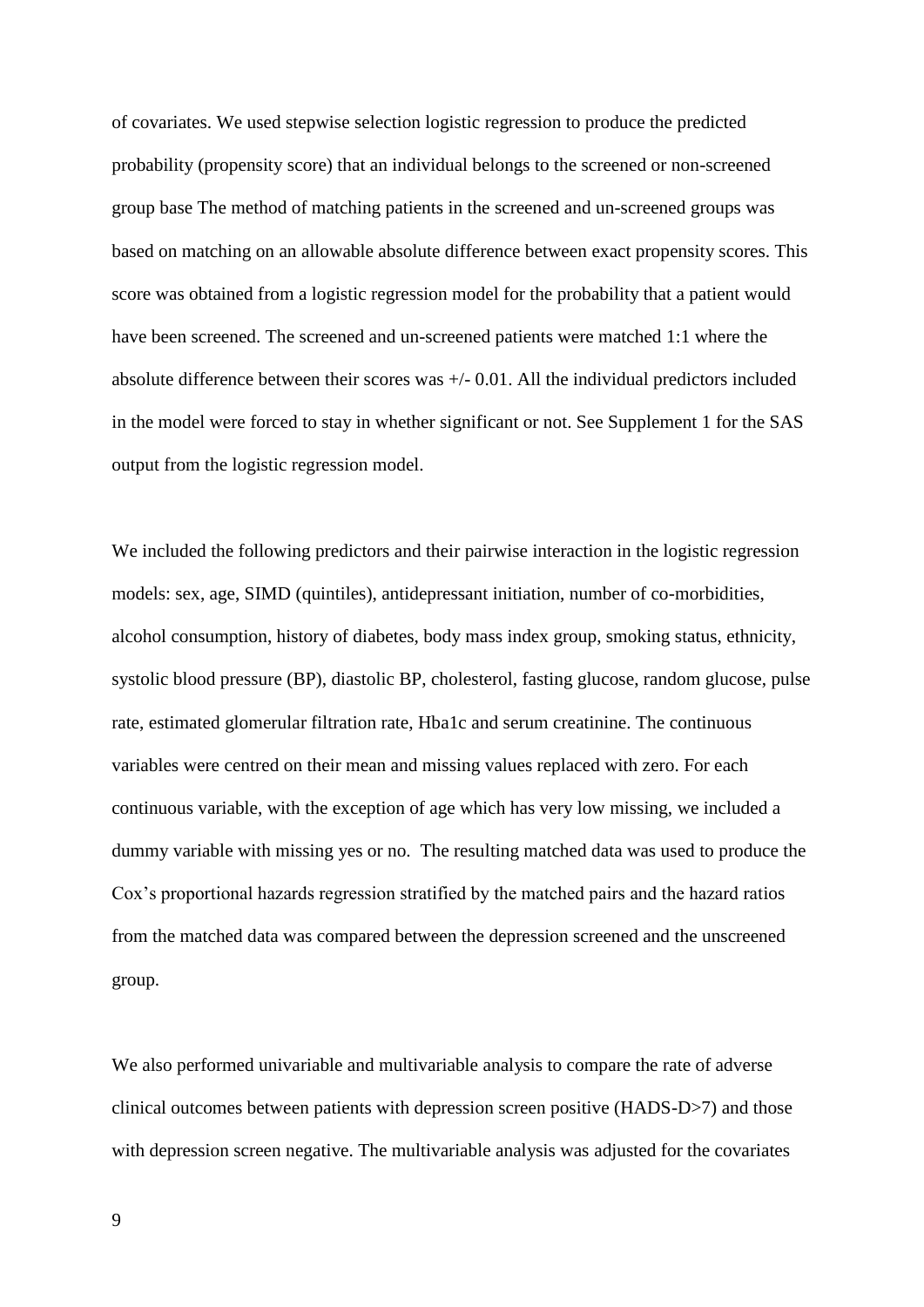of covariates. We used stepwise selection logistic regression to produce the predicted probability (propensity score) that an individual belongs to the screened or non-screened group base The method of matching patients in the screened and un-screened groups was based on matching on an allowable absolute difference between exact propensity scores. This score was obtained from a logistic regression model for the probability that a patient would have been screened. The screened and un-screened patients were matched 1:1 where the absolute difference between their scores was +/- 0.01. All the individual predictors included in the model were forced to stay in whether significant or not. See Supplement 1 for the SAS output from the logistic regression model.

We included the following predictors and their pairwise interaction in the logistic regression models: sex, age, SIMD (quintiles), antidepressant initiation, number of co-morbidities, alcohol consumption, history of diabetes, body mass index group, smoking status, ethnicity, systolic blood pressure (BP), diastolic BP, cholesterol, fasting glucose, random glucose, pulse rate, estimated glomerular filtration rate, Hba1c and serum creatinine. The continuous variables were centred on their mean and missing values replaced with zero. For each continuous variable, with the exception of age which has very low missing, we included a dummy variable with missing yes or no. The resulting matched data was used to produce the Cox's proportional hazards regression stratified by the matched pairs and the hazard ratios from the matched data was compared between the depression screened and the unscreened group.

We also performed univariable and multivariable analysis to compare the rate of adverse clinical outcomes between patients with depression screen positive (HADS-D>7) and those with depression screen negative. The multivariable analysis was adjusted for the covariates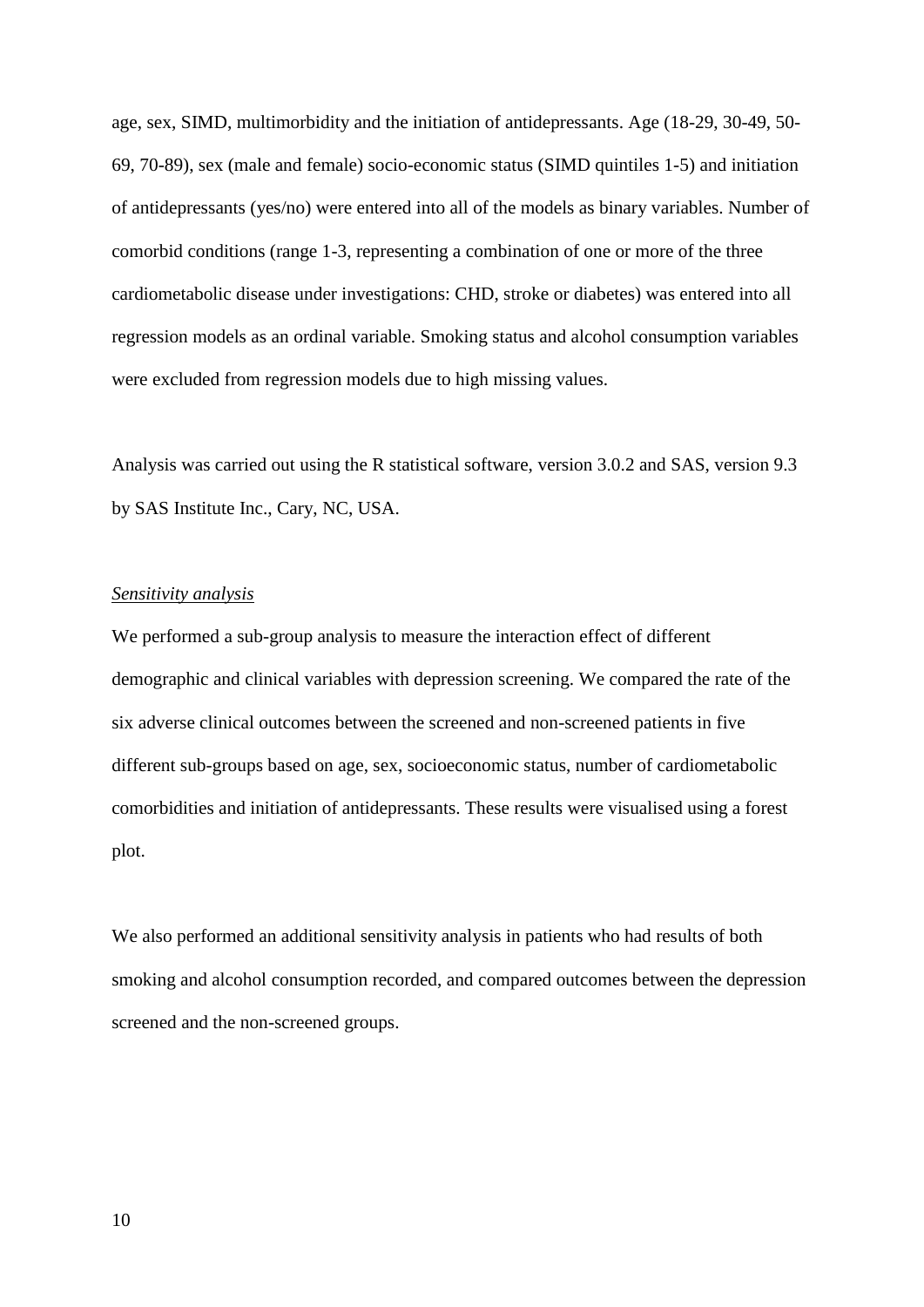age, sex, SIMD, multimorbidity and the initiation of antidepressants. Age (18-29, 30-49, 50-69, 70-89), sex (male and female) socio-economic status (SIMD quintiles 1-5) and initiation of antidepressants (yes/no) were entered into all of the models as binary variables. Number of comorbid conditions (range 1-3, representing a combination of one or more of the three cardiometabolic disease under investigations: CHD, stroke or diabetes) was entered into all regression models as an ordinal variable. Smoking status and alcohol consumption variables were excluded from regression models due to high missing values.

Analysis was carried out using the R statistical software, version 3.0.2 and SAS, version 9.3 by SAS Institute Inc., Cary, NC, USA.

*Sensitivity analysis*

We performed a sub-group analysis to measure the interaction effect of different demographic and clinical variables with depression screening. We compared the rate of the six adverse clinical outcomes between the screened and non-screened patients in five different sub-groups based on age, sex, socioeconomic status, number of cardiometabolic comorbidities and initiation of antidepressants. These results were visualised using a forest plot.

We also performed an additional sensitivity analysis in patients who had results of both smoking and alcohol consumption recorded, and compared outcomes between the depression screened and the non-screened groups.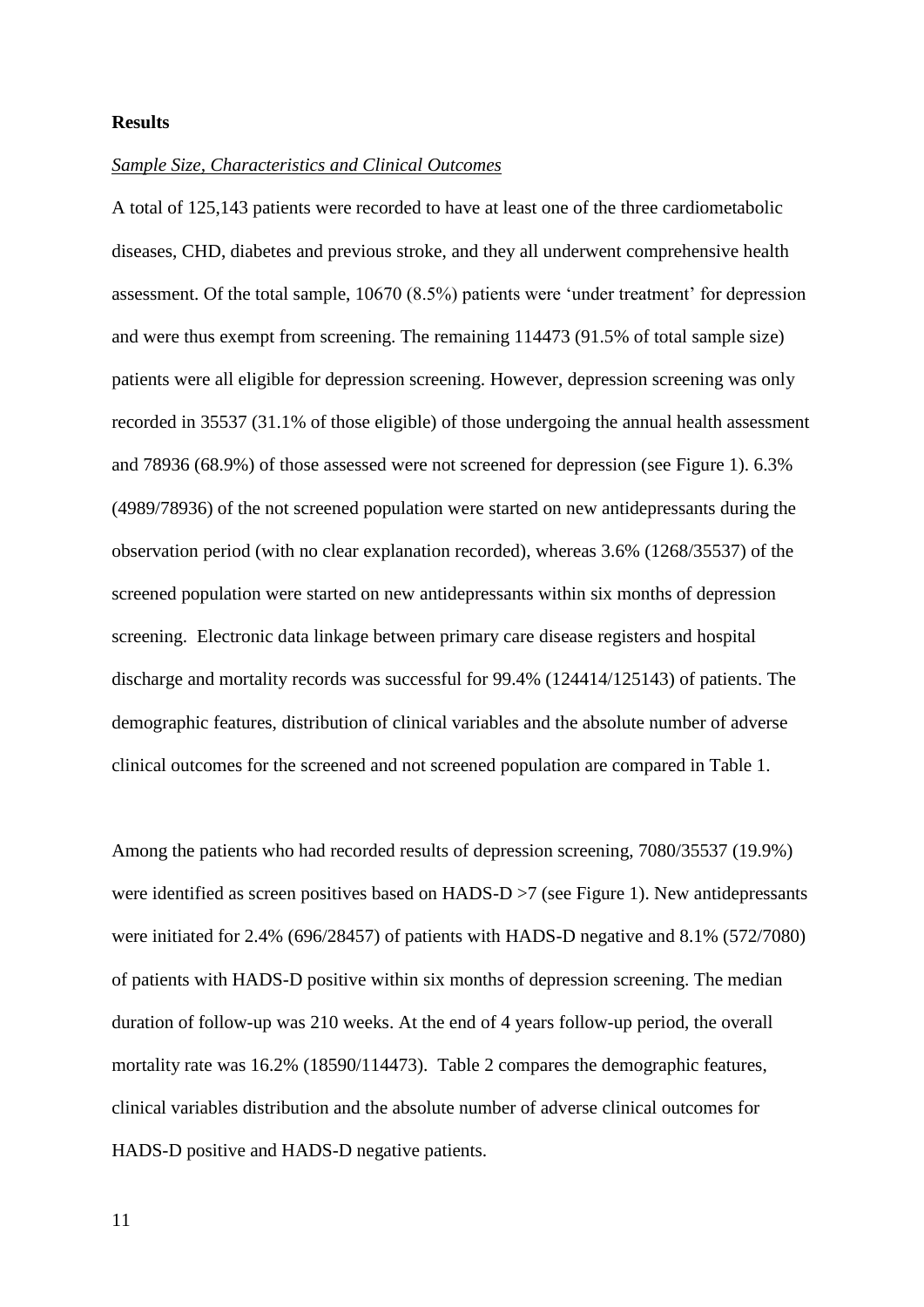**Results**

*Sample Size, Characteristics and Clinical Outcomes*

A total of 125,143 patients were recorded to have at least one of the three cardiometabolic diseases, CHD, diabetes and previous stroke, and they all underwent comprehensive health assessment. Of the total sample, 10670 (8.5%) patients were 'under treatment' for depression and were thus exempt from screening. The remaining 114473 (91.5% of total sample size) patients were all eligible for depression screening. However, depression screening was only recorded in 35537 (31.1% of those eligible) of those undergoing the annual health assessment and 78936 (68.9%) of those assessed were not screened for depression (see Figure 1). 6.3% (4989/78936) of the not screened population were started on new antidepressants during the observation period (with no clear explanation recorded), whereas 3.6% (1268/35537) of the screened population were started on new antidepressants within six months of depression screening. Electronic data linkage between primary care disease registers and hospital discharge and mortality records was successful for 99.4% (124414/125143) of patients. The demographic features, distribution of clinical variables and the absolute number of adverse clinical outcomes for the screened and not screened population are compared in Table 1.

Among the patients who had recorded results of depression screening, 7080/35537 (19.9%) were identified as screen positives based on HADS-D >7 (see Figure 1). New antidepressants were initiated for 2.4% (696/28457) of patients with HADS-D negative and 8.1% (572/7080) of patients with HADS-D positive within six months of depression screening. The median duration of follow-up was 210 weeks. At the end of 4 years follow-up period, the overall mortality rate was 16.2% (18590/114473). Table 2 compares the demographic features, clinical variables distribution and the absolute number of adverse clinical outcomes for HADS-D positive and HADS-D negative patients.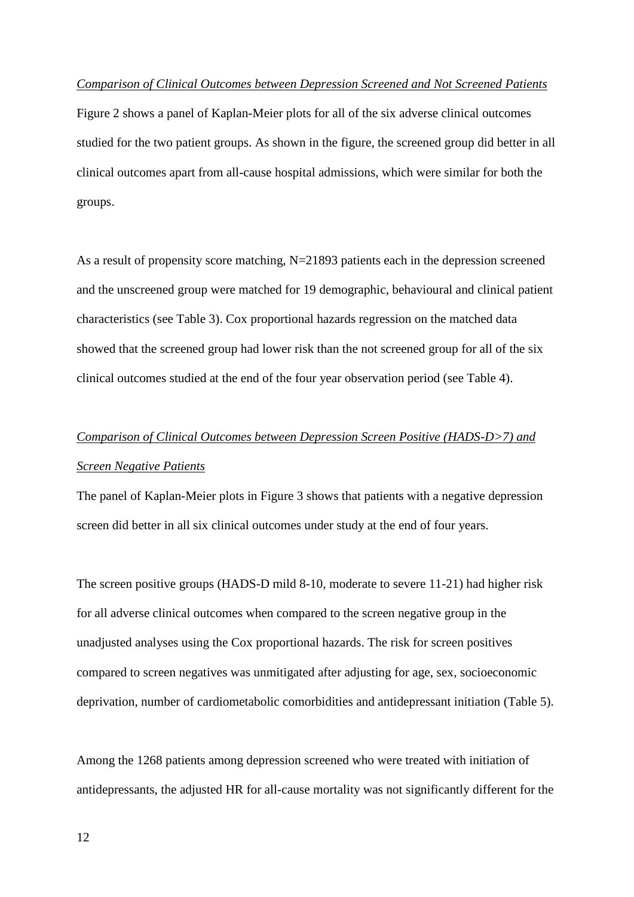*Comparison of Clinical Outcomes between Depression Screened and Not Screened Patients*

Figure 2 shows a panel of Kaplan-Meier plots for all of the six adverse clinical outcomes studied for the two patient groups. As shown in the figure, the screened group did better in all clinical outcomes apart from all-cause hospital admissions, which were similar for both the groups.

As a result of propensity score matching, N=21893 patients each in the depression screened and the unscreened group were matched for 19 demographic, behavioural and clinical patient characteristics (see Table 3). Cox proportional hazards regression on the matched data showed that the screened group had lower risk than the not screened group for all of the six clinical outcomes studied at the end of the four year observation period (see Table 4).

*Comparison of Clinical Outcomes between Depression Screen Positive (HADS-D>7) and Screen Negative Patients*

The panel of Kaplan-Meier plots in Figure 3 shows that patients with a negative depression screen did better in all six clinical outcomes under study at the end of four years.

The screen positive groups (HADS-D mild 8-10, moderate to severe 11-21) had higher risk for all adverse clinical outcomes when compared to the screen negative group in the unadjusted analyses using the Cox proportional hazards. The risk for screen positives compared to screen negatives was unmitigated after adjusting for age, sex, socioeconomic deprivation, number of cardiometabolic comorbidities and antidepressant initiation (Table 5).

Among the 1268 patients among depression screened who were treated with initiation of antidepressants, the adjusted HR for all-cause mortality was not significantly different for the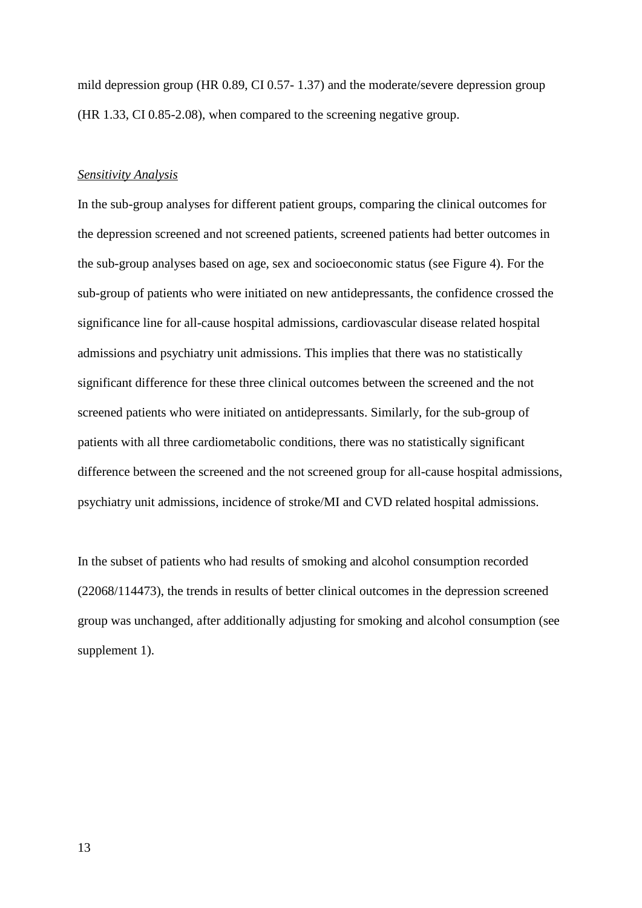mild depression group (HR 0.89, CI 0.57- 1.37) and the moderate/severe depression group (HR 1.33, CI 0.85-2.08), when compared to the screening negative group.

*Sensitivity Analysis*

In the sub-group analyses for different patient groups, comparing the clinical outcomes for the depression screened and not screened patients, screened patients had better outcomes in the sub-group analyses based on age, sex and socioeconomic status (see Figure 4). For the sub-group of patients who were initiated on new antidepressants, the confidence crossed the significance line for all-cause hospital admissions, cardiovascular disease related hospital admissions and psychiatry unit admissions. This implies that there was no statistically significant difference for these three clinical outcomes between the screened and the not screened patients who were initiated on antidepressants. Similarly, for the sub-group of patients with all three cardiometabolic conditions, there was no statistically significant difference between the screened and the not screened group for all-cause hospital admissions, psychiatry unit admissions, incidence of stroke/MI and CVD related hospital admissions.

In the subset of patients who had results of smoking and alcohol consumption recorded (22068/114473), the trends in results of better clinical outcomes in the depression screened group was unchanged, after additionally adjusting for smoking and alcohol consumption (see supplement 1).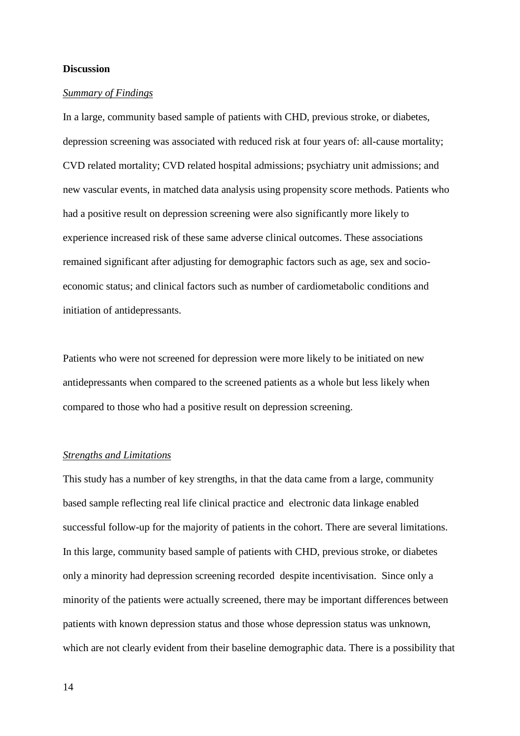**Discussion**

*Summary of Findings*

In a large, community based sample of patients with CHD, previous stroke, or diabetes, depression screening was associated with reduced risk at four years of: all-cause mortality; CVD related mortality; CVD related hospital admissions; psychiatry unit admissions; and new vascular events, in matched data analysis using propensity score methods. Patients who had a positive result on depression screening were also significantly more likely to experience increased risk of these same adverse clinical outcomes. These associations remained significant after adjusting for demographic factors such as age, sex and socio-economic status; and clinical factors such as number of cardiometabolic conditions and initiation of antidepressants.

Patients who were not screened for depression were more likely to be initiated on new antidepressants when compared to the screened patients as a whole but less likely when compared to those who had a positive result on depression screening.

*Strengths and Limitations*

This study has a number of key strengths, in that the data came from a large, community based sample reflecting real life clinical practice and electronic data linkage enabled successful follow-up for the majority of patients in the cohort. There are several limitations. In this large, community based sample of patients with CHD, previous stroke, or diabetes only a minority had depression screening recorded despite incentivisation. Since only a minority of the patients were actually screened, there may be important differences between patients with known depression status and those whose depression status was unknown, which are not clearly evident from their baseline demographic data. There is a possibility that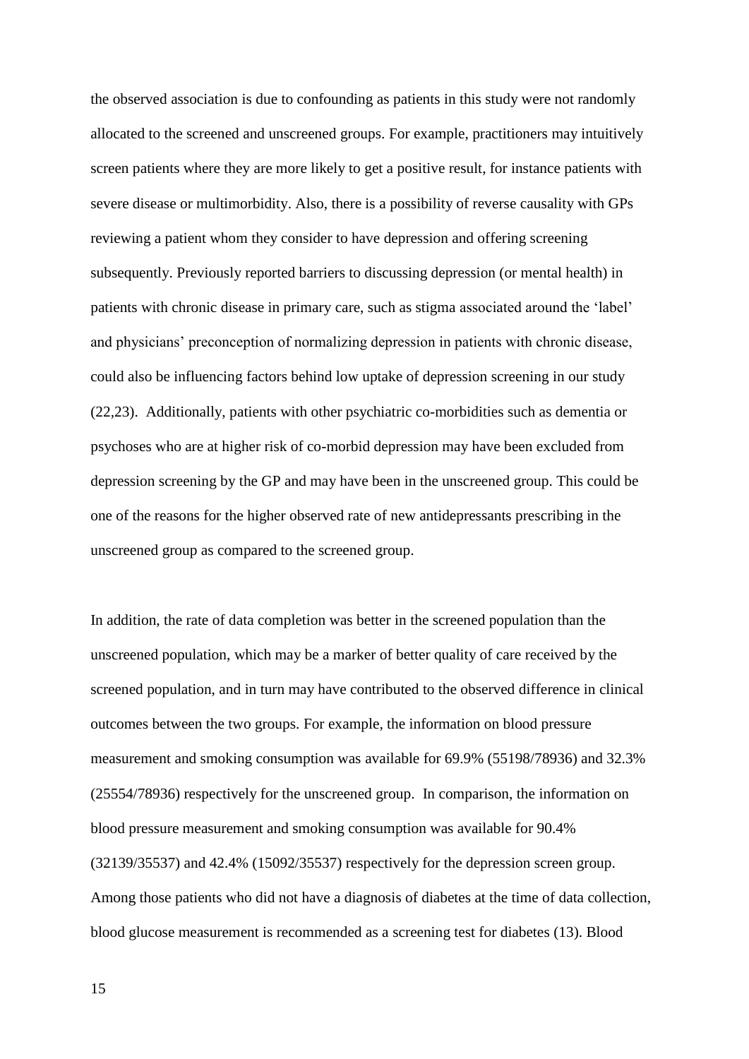the observed association is due to confounding as patients in this study were not randomly allocated to the screened and unscreened groups. For example, practitioners may intuitively screen patients where they are more likely to get a positive result, for instance patients with severe disease or multimorbidity. Also, there is a possibility of reverse causality with GPs reviewing a patient whom they consider to have depression and offering screening subsequently. Previously reported barriers to discussing depression (or mental health) in patients with chronic disease in primary care, such as stigma associated around the 'label' and physicians' preconception of normalizing depression in patients with chronic disease, could also be influencing factors behind low uptake of depression screening in our study (22,23). Additionally, patients with other psychiatric co-morbidities such as dementia or psychoses who are at higher risk of co-morbid depression may have been excluded from depression screening by the GP and may have been in the unscreened group. This could be one of the reasons for the higher observed rate of new antidepressants prescribing in the unscreened group as compared to the screened group.

In addition, the rate of data completion was better in the screened population than the unscreened population, which may be a marker of better quality of care received by the screened population, and in turn may have contributed to the observed difference in clinical outcomes between the two groups. For example, the information on blood pressure measurement and smoking consumption was available for 69.9% (55198/78936) and 32.3% (25554/78936) respectively for the unscreened group. In comparison, the information on blood pressure measurement and smoking consumption was available for 90.4% (32139/35537) and 42.4% (15092/35537) respectively for the depression screen group. Among those patients who did not have a diagnosis of diabetes at the time of data collection, blood glucose measurement is recommended as a screening test for diabetes (13). Blood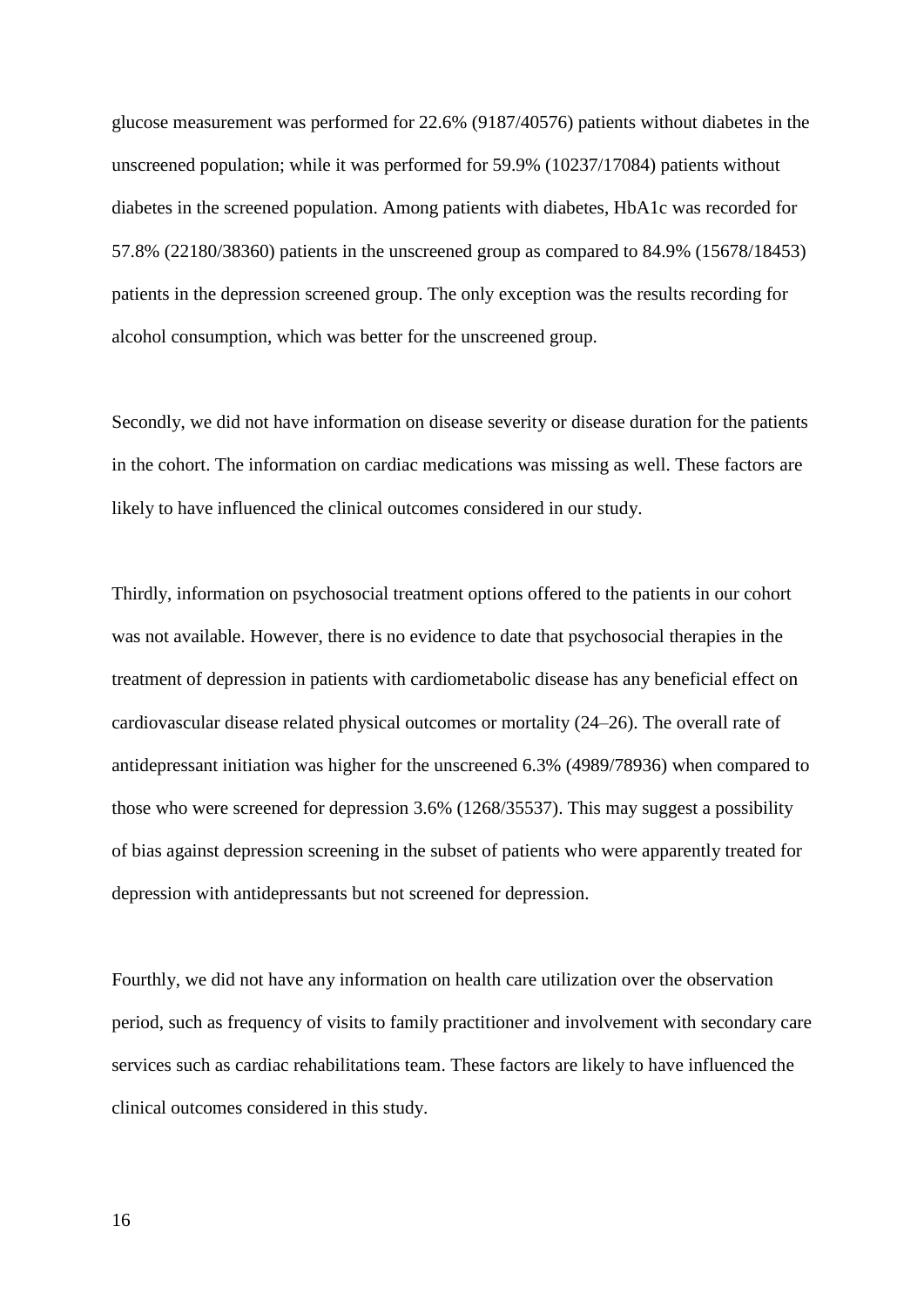glucose measurement was performed for 22.6% (9187/40576) patients without diabetes in the unscreened population; while it was performed for 59.9% (10237/17084) patients without diabetes in the screened population. Among patients with diabetes, HbA1c was recorded for 57.8% (22180/38360) patients in the unscreened group as compared to 84.9% (15678/18453) patients in the depression screened group. The only exception was the results recording for alcohol consumption, which was better for the unscreened group.

Secondly, we did not have information on disease severity or disease duration for the patients in the cohort. The information on cardiac medications was missing as well. These factors are likely to have influenced the clinical outcomes considered in our study.

Thirdly, information on psychosocial treatment options offered to the patients in our cohort was not available. However, there is no evidence to date that psychosocial therapies in the treatment of depression in patients with cardiometabolic disease has any beneficial effect on cardiovascular disease related physical outcomes or mortality (24–26). The overall rate of antidepressant initiation was higher for the unscreened 6.3% (4989/78936) when compared to those who were screened for depression 3.6% (1268/35537). This may suggest a possibility of bias against depression screening in the subset of patients who were apparently treated for depression with antidepressants but not screened for depression.

Fourthly, we did not have any information on health care utilization over the observation period, such as frequency of visits to family practitioner and involvement with secondary care services such as cardiac rehabilitations team. These factors are likely to have influenced the clinical outcomes considered in this study.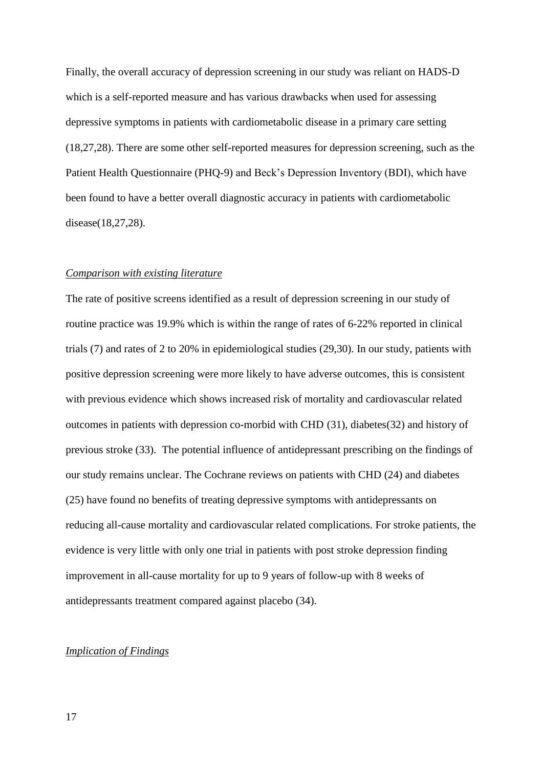Finally, the overall accuracy of depression screening in our study was reliant on HADS-D which is a self-reported measure and has various drawbacks when used for assessing depressive symptoms in patients with cardiometabolic disease in a primary care setting (18,27,28). There are some other self-reported measures for depression screening, such as the Patient Health Questionnaire (PHQ-9) and Beck's Depression Inventory (BDI), which have been found to have a better overall diagnostic accuracy in patients with cardiometabolic disease(18,27,28).

*Comparison with existing literature*

The rate of positive screens identified as a result of depression screening in our study of routine practice was 19.9% which is within the range of rates of 6-22% reported in clinical trials (7) and rates of 2 to 20% in epidemiological studies (29,30). In our study, patients with positive depression screening were more likely to have adverse outcomes, this is consistent with previous evidence which shows increased risk of mortality and cardiovascular related outcomes in patients with depression co-morbid with CHD (31), diabetes(32) and history of previous stroke (33). The potential influence of antidepressant prescribing on the findings of our study remains unclear. The Cochrane reviews on patients with CHD (24) and diabetes (25) have found no benefits of treating depressive symptoms with antidepressants on reducing all-cause mortality and cardiovascular related complications. For stroke patients, the evidence is very little with only one trial in patients with post stroke depression finding improvement in all-cause mortality for up to 9 years of follow-up with 8 weeks of antidepressants treatment compared against placebo (34).

*Implication of Findings*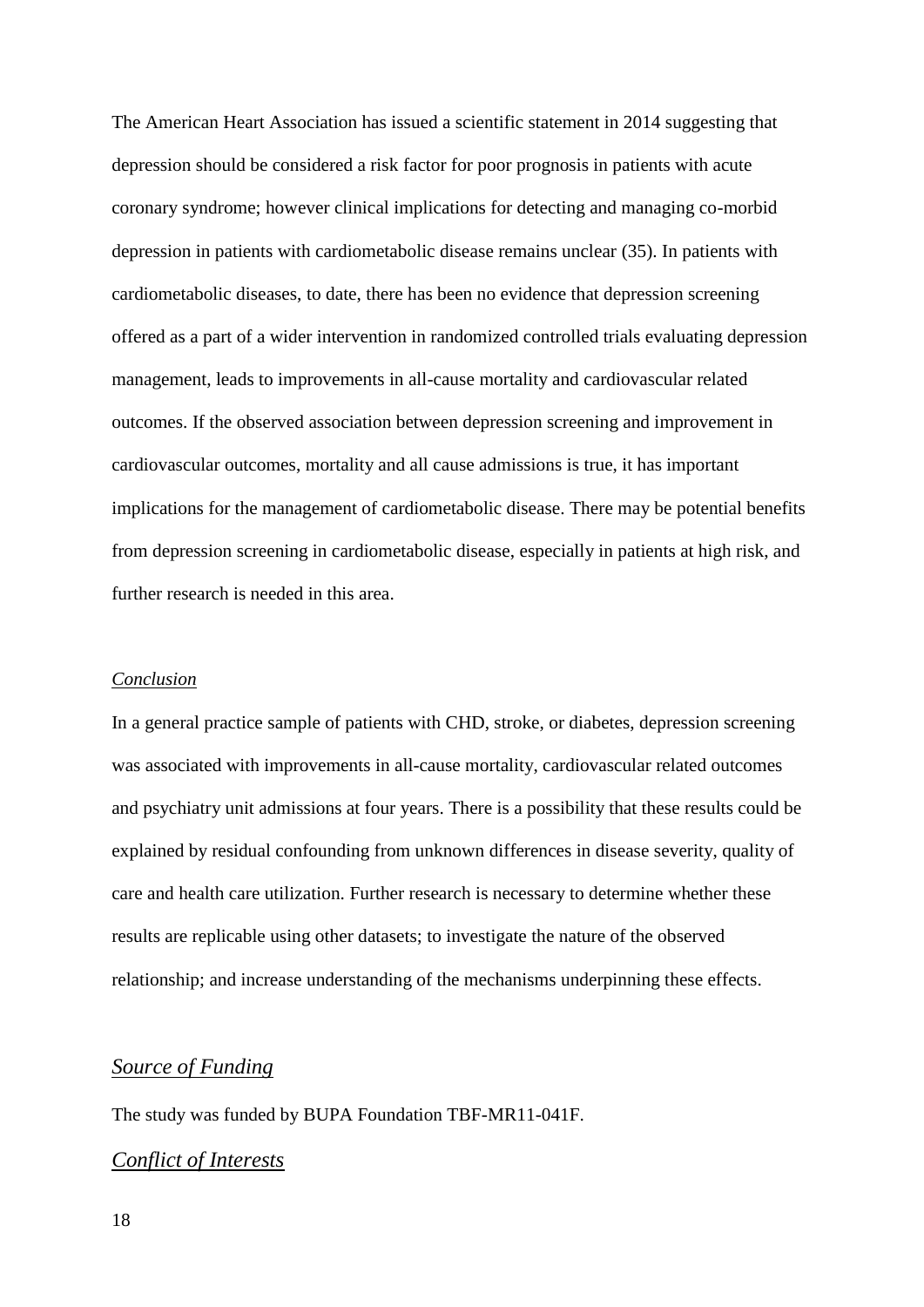The American Heart Association has issued a scientific statement in 2014 suggesting that depression should be considered a risk factor for poor prognosis in patients with acute coronary syndrome; however clinical implications for detecting and managing co-morbid depression in patients with cardiometabolic disease remains unclear (35). In patients with cardiometabolic diseases, to date, there has been no evidence that depression screening offered as a part of a wider intervention in randomized controlled trials evaluating depression management, leads to improvements in all-cause mortality and cardiovascular related outcomes. If the observed association between depression screening and improvement in cardiovascular outcomes, mortality and all cause admissions is true, it has important implications for the management of cardiometabolic disease. There may be potential benefits from depression screening in cardiometabolic disease, especially in patients at high risk, and further research is needed in this area.

### *Conclusion*

In a general practice sample of patients with CHD, stroke, or diabetes, depression screening was associated with improvements in all-cause mortality, cardiovascular related outcomes and psychiatry unit admissions at four years. There is a possibility that these results could be explained by residual confounding from unknown differences in disease severity, quality of care and health care utilization. Further research is necessary to determine whether these results are replicable using other datasets; to investigate the nature of the observed relationship; and increase understanding of the mechanisms underpinning these effects.

## *Source of Funding*

The study was funded by BUPA Foundation TBF-MR11-041F.

## *Conflict of Interests*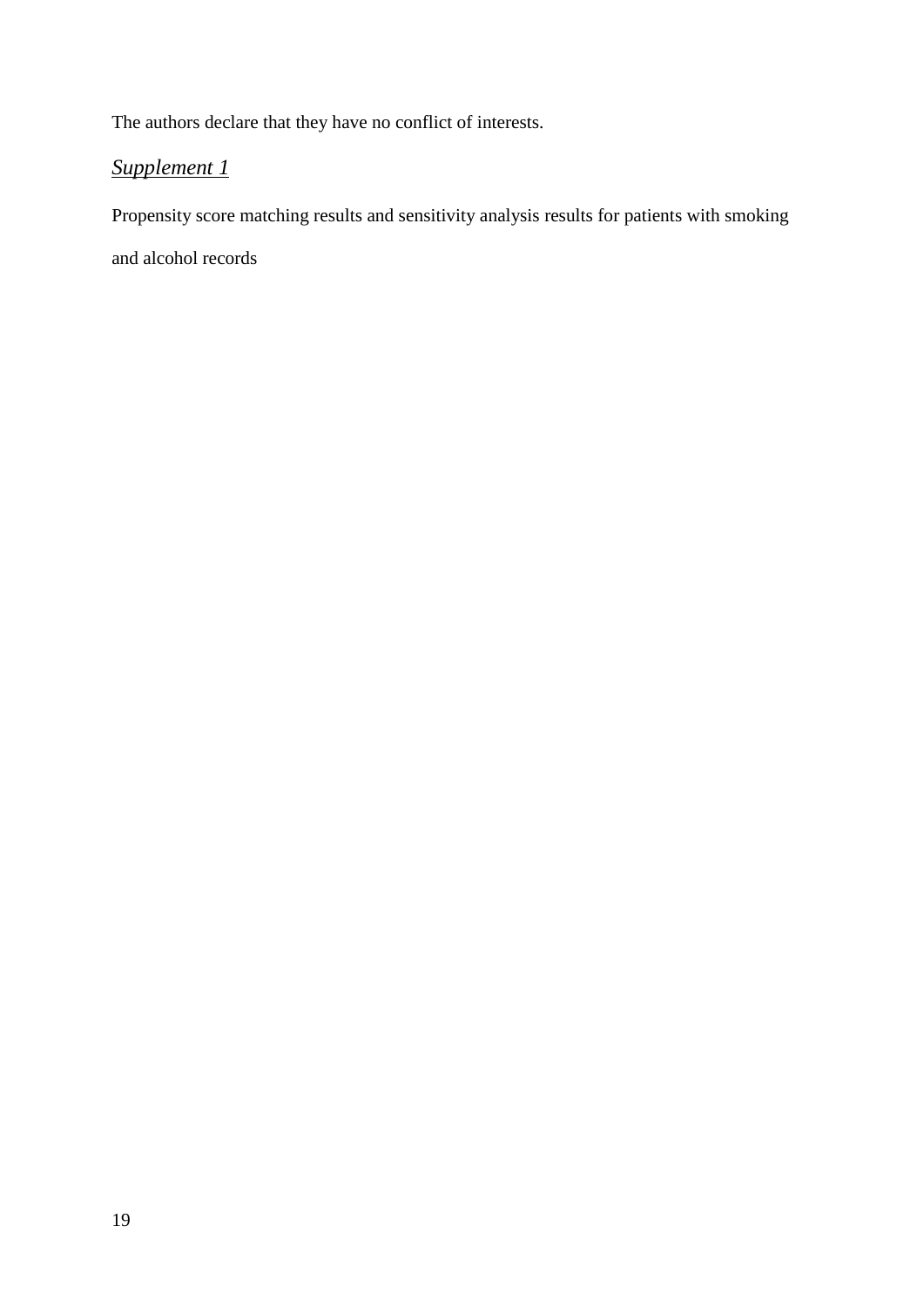The authors declare that they have no conflict of interests.

## *Supplement 1*

Propensity score matching results and sensitivity analysis results for patients with smoking and alcohol records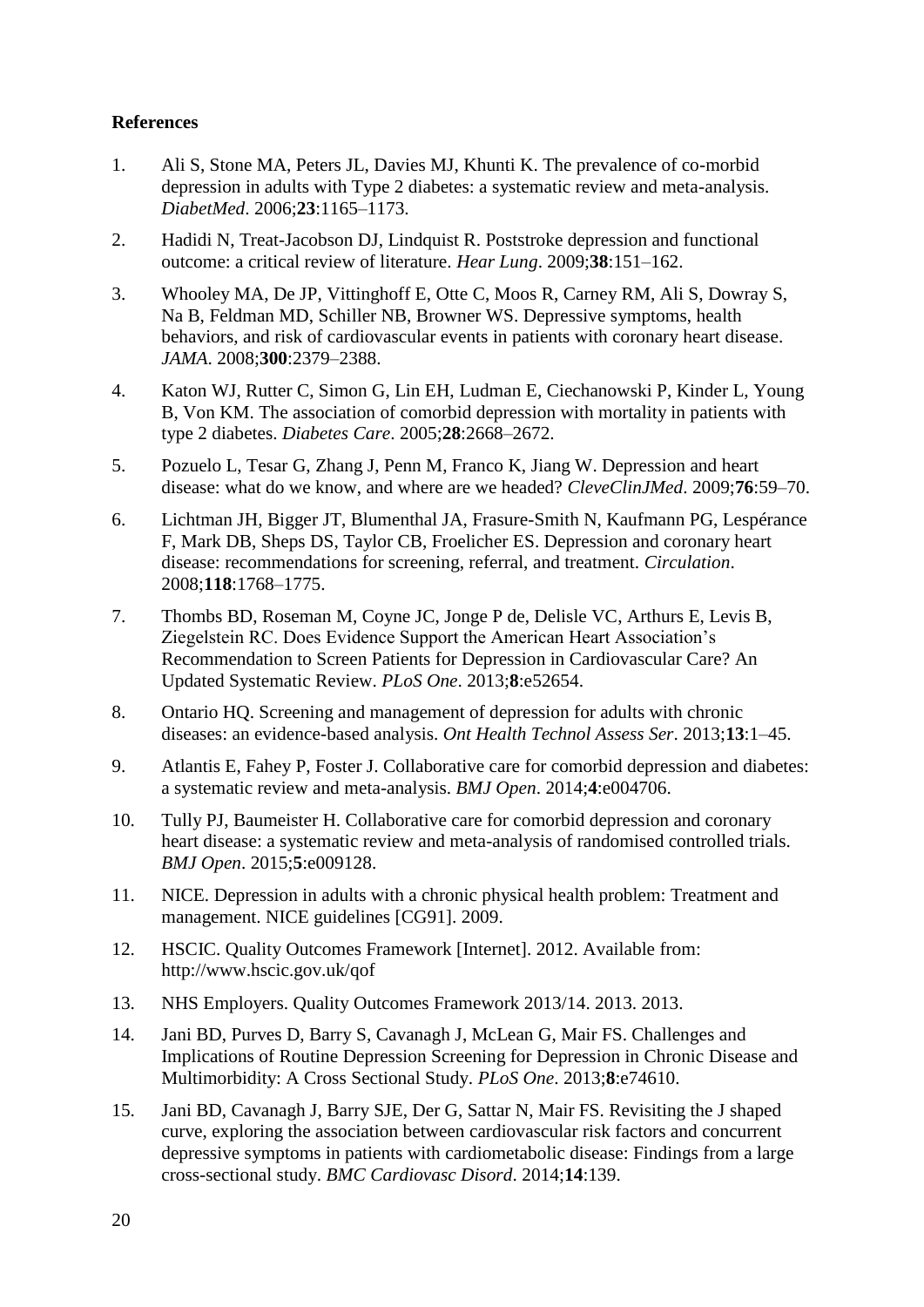**References**

1. Ali S, Stone MA, Peters JL, Davies MJ, Khunti K. The prevalence of co-morbid depression in adults with Type 2 diabetes: a systematic review and meta-analysis. *DiabetMed*. 2006;**23**:1165–1173.
2. Hadidi N, Treat-Jacobson DJ, Lindquist R. Poststroke depression and functional outcome: a critical review of literature. *Hear Lung*. 2009;**38**:151–162.
3. Whooley MA, De JP, Vittinghoff E, Otte C, Moos R, Carney RM, Ali S, Dowray S, Na B, Feldman MD, Schiller NB, Browner WS. Depressive symptoms, health behaviors, and risk of cardiovascular events in patients with coronary heart disease. *JAMA*. 2008;**300**:2379–2388.
4. Katon WJ, Rutter C, Simon G, Lin EH, Ludman E, Ciechanowski P, Kinder L, Young B, Von KM. The association of comorbid depression with mortality in patients with type 2 diabetes. *Diabetes Care*. 2005;**28**:2668–2672.
5. Pozuelo L, Tesar G, Zhang J, Penn M, Franco K, Jiang W. Depression and heart disease: what do we know, and where are we headed? *CleveClinJMed*. 2009;**76**:59–70.
6. Lichtman JH, Bigger JT, Blumenthal JA, Frasure-Smith N, Kaufmann PG, Lespérance F, Mark DB, Sheps DS, Taylor CB, Froelicher ES. Depression and coronary heart disease: recommendations for screening, referral, and treatment. *Circulation*. 2008;**118**:1768–1775.
7. Thombs BD, Roseman M, Coyne JC, Jonge P de, Delisle VC, Arthurs E, Levis B, Ziegelstein RC. Does Evidence Support the American Heart Association's Recommendation to Screen Patients for Depression in Cardiovascular Care? An Updated Systematic Review. *PLoS One*. 2013;**8**:e52654.
8. Ontario HQ. Screening and management of depression for adults with chronic diseases: an evidence-based analysis. *Ont Health Technol Assess Ser*. 2013;**13**:1–45.
9. Atlantis E, Fahey P, Foster J. Collaborative care for comorbid depression and diabetes: a systematic review and meta-analysis. *BMJ Open*. 2014;**4**:e004706.
10. Tully PJ, Baumeister H. Collaborative care for comorbid depression and coronary heart disease: a systematic review and meta-analysis of randomised controlled trials. *BMJ Open*. 2015;**5**:e009128.
11. NICE. Depression in adults with a chronic physical health problem: Treatment and management. NICE guidelines [CG91]. 2009.
12. HSCIC. Quality Outcomes Framework [Internet]. 2012. Available from: http://www.hscic.gov.uk/qof
13. NHS Employers. Quality Outcomes Framework 2013/14. 2013. 2013.
14. Jani BD, Purves D, Barry S, Cavanagh J, McLean G, Mair FS. Challenges and Implications of Routine Depression Screening for Depression in Chronic Disease and Multimorbidity: A Cross Sectional Study. *PLoS One*. 2013;**8**:e74610.
15. Jani BD, Cavanagh J, Barry SJE, Der G, Sattar N, Mair FS. Revisiting the J shaped curve, exploring the association between cardiovascular risk factors and concurrent depressive symptoms in patients with cardiometabolic disease: Findings from a large cross-sectional study. *BMC Cardiovasc Disord*. 2014;**14**:139.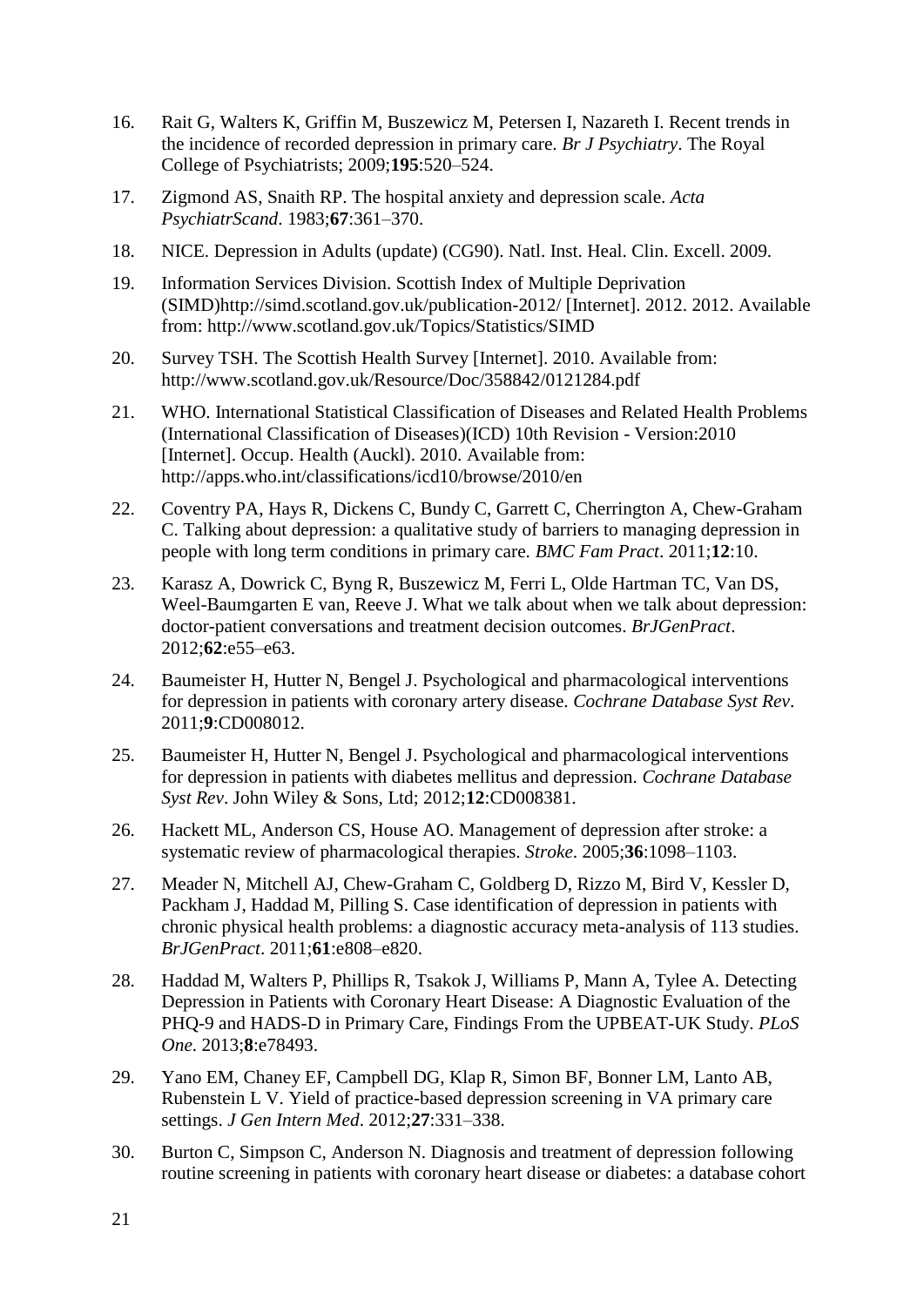16. Rait G, Walters K, Griffin M, Buszewicz M, Petersen I, Nazareth I. Recent trends in the incidence of recorded depression in primary care. *Br J Psychiatry*. The Royal College of Psychiatrists; 2009;**195**:520–524.

17. Zigmond AS, Snaith RP. The hospital anxiety and depression scale. *Acta PsychiatrScand*. 1983;**67**:361–370.

18. NICE. Depression in Adults (update) (CG90). Natl. Inst. Heal. Clin. Excell. 2009.

19. Information Services Division. Scottish Index of Multiple Deprivation (SIMD)http://simd.scotland.gov.uk/publication-2012/ [Internet]. 2012. 2012. Available from: http://www.scotland.gov.uk/Topics/Statistics/SIMD

20. Survey TSH. The Scottish Health Survey [Internet]. 2010. Available from: http://www.scotland.gov.uk/Resource/Doc/358842/0121284.pdf

21. WHO. International Statistical Classification of Diseases and Related Health Problems (International Classification of Diseases)(ICD) 10th Revision - Version:2010 [Internet]. Occup. Health (Auckl). 2010. Available from: http://apps.who.int/classifications/icd10/browse/2010/en

22. Coventry PA, Hays R, Dickens C, Bundy C, Garrett C, Cherrington A, Chew-Graham C. Talking about depression: a qualitative study of barriers to managing depression in people with long term conditions in primary care. *BMC Fam Pract*. 2011;**12**:10.

23. Karasz A, Dowrick C, Byng R, Buszewicz M, Ferri L, Olde Hartman TC, Van DS, Weel-Baumgarten E van, Reeve J. What we talk about when we talk about depression: doctor-patient conversations and treatment decision outcomes. *BrJGenPract*. 2012;**62**:e55–e63.

24. Baumeister H, Hutter N, Bengel J. Psychological and pharmacological interventions for depression in patients with coronary artery disease. *Cochrane Database Syst Rev*. 2011;**9**:CD008012.

25. Baumeister H, Hutter N, Bengel J. Psychological and pharmacological interventions for depression in patients with diabetes mellitus and depression. *Cochrane Database Syst Rev*. John Wiley & Sons, Ltd; 2012;**12**:CD008381.

26. Hackett ML, Anderson CS, House AO. Management of depression after stroke: a systematic review of pharmacological therapies. *Stroke*. 2005;**36**:1098–1103.

27. Meader N, Mitchell AJ, Chew-Graham C, Goldberg D, Rizzo M, Bird V, Kessler D, Packham J, Haddad M, Pilling S. Case identification of depression in patients with chronic physical health problems: a diagnostic accuracy meta-analysis of 113 studies. *BrJGenPract*. 2011;**61**:e808–e820.

28. Haddad M, Walters P, Phillips R, Tsakok J, Williams P, Mann A, Tylee A. Detecting Depression in Patients with Coronary Heart Disease: A Diagnostic Evaluation of the PHQ-9 and HADS-D in Primary Care, Findings From the UPBEAT-UK Study. *PLoS One*. 2013;**8**:e78493.

29. Yano EM, Chaney EF, Campbell DG, Klap R, Simon BF, Bonner LM, Lanto AB, Rubenstein L V. Yield of practice-based depression screening in VA primary care settings. *J Gen Intern Med*. 2012;**27**:331–338.

30. Burton C, Simpson C, Anderson N. Diagnosis and treatment of depression following routine screening in patients with coronary heart disease or diabetes: a database cohort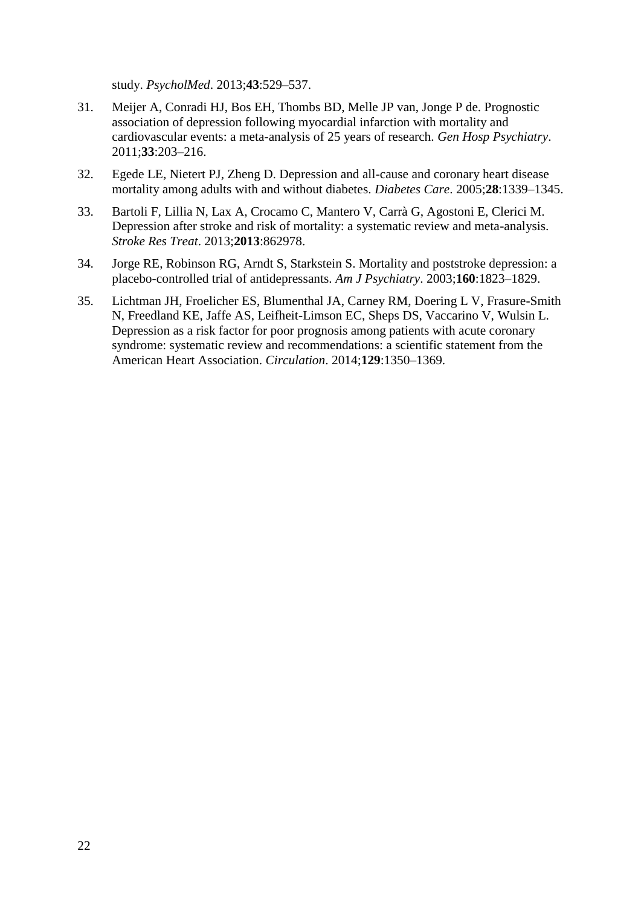study. *PsycholMed*. 2013;**43**:529–537.

31. Meijer A, Conradi HJ, Bos EH, Thombs BD, Melle JP van, Jonge P de. Prognostic association of depression following myocardial infarction with mortality and cardiovascular events: a meta-analysis of 25 years of research. *Gen Hosp Psychiatry*. 2011;**33**:203–216.

32. Egede LE, Nietert PJ, Zheng D. Depression and all-cause and coronary heart disease mortality among adults with and without diabetes. *Diabetes Care*. 2005;**28**:1339–1345.

33. Bartoli F, Lillia N, Lax A, Crocamo C, Mantero V, Carrà G, Agostoni E, Clerici M. Depression after stroke and risk of mortality: a systematic review and meta-analysis. *Stroke Res Treat*. 2013;**2013**:862978.

34. Jorge RE, Robinson RG, Arndt S, Starkstein S. Mortality and poststroke depression: a placebo-controlled trial of antidepressants. *Am J Psychiatry*. 2003;**160**:1823–1829.

35. Lichtman JH, Froelicher ES, Blumenthal JA, Carney RM, Doering L V, Frasure-Smith N, Freedland KE, Jaffe AS, Leifheit-Limson EC, Sheps DS, Vaccarino V, Wulsin L. Depression as a risk factor for poor prognosis among patients with acute coronary syndrome: systematic review and recommendations: a scientific statement from the American Heart Association. *Circulation*. 2014;**129**:1350–1369.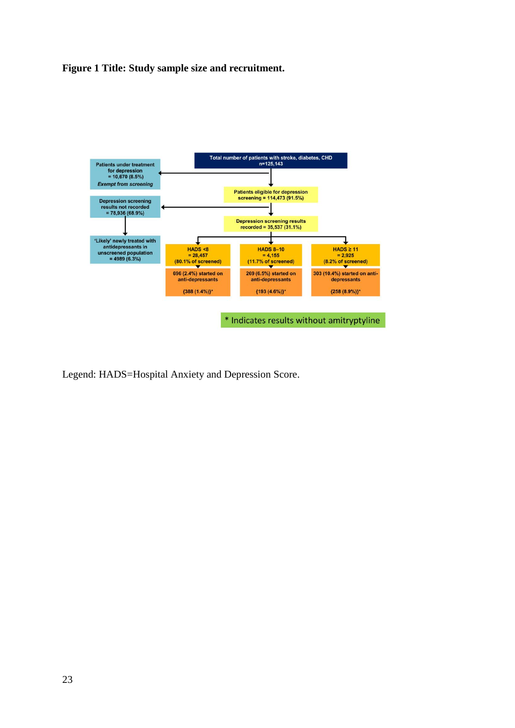**Figure 1 Title: Study sample size and recruitment.**

Total number of patients with stroke, diabetes, CHD n=125,143

Patients under treatment for depression = 10,670 (8.5%) *Exempt from screening*

Patients eligible for depression screening = 114,473 (91.5%)

Depression screening results not recorded = 78,936 (68.9%)

Depression screening results recorded = 35,537 (31.1%)

'Likely' newly treated with antidepressants in unscreened population = 4989 (6.3%)

HADS <8 = 28,457 (80.1% of screened)

HADS 8–10 = 4,155 (11.7% of screened)

HADS ≥ 11 = 2,925 (8.2% of screened)

696 (2.4%) started on anti-depressants {388 (1.4%)}*

269 (6.5%) started on anti-depressants {193 (4.6%)}*

303 (10.4%) started on anti-depressants {258 (8.9%)}*

\* Indicates results without amitryptyline

Legend: HADS=Hospital Anxiety and Depression Score.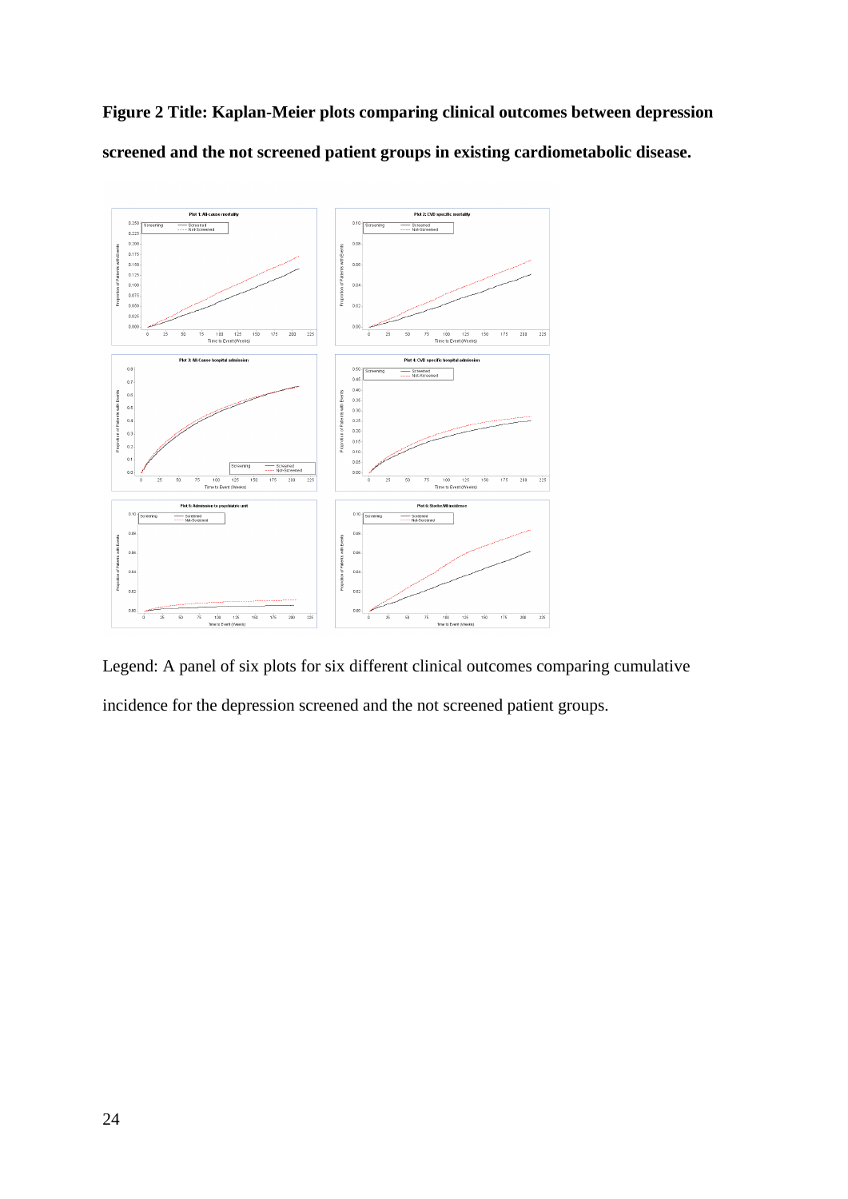**Figure 2 Title: Kaplan-Meier plots comparing clinical outcomes between depression screened and the not screened patient groups in existing cardiometabolic disease.**

Legend: A panel of six plots for six different clinical outcomes comparing cumulative incidence for the depression screened and the not screened patient groups.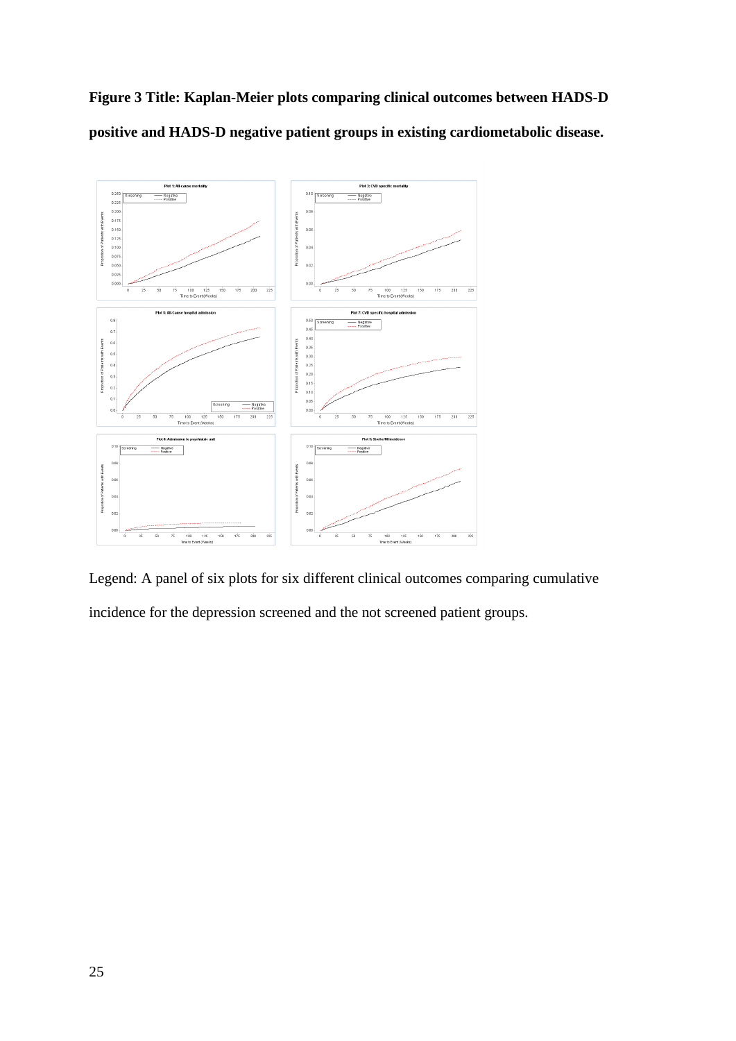**Figure 3 Title: Kaplan-Meier plots comparing clinical outcomes between HADS-D positive and HADS-D negative patient groups in existing cardiometabolic disease.**

Legend: A panel of six plots for six different clinical outcomes comparing cumulative incidence for the depression screened and the not screened patient groups.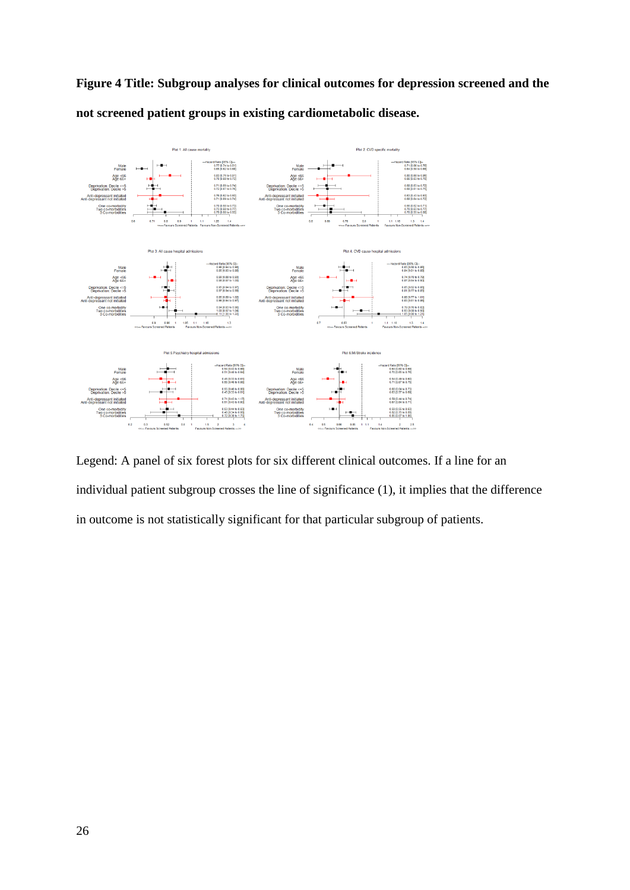**Figure 4 Title: Subgroup analyses for clinical outcomes for depression screened and the not screened patient groups in existing cardiometabolic disease.**

Legend: A panel of six forest plots for six different clinical outcomes. If a line for an individual patient subgroup crosses the line of significance (1), it implies that the difference in outcome is not statistically significant for that particular subgroup of patients.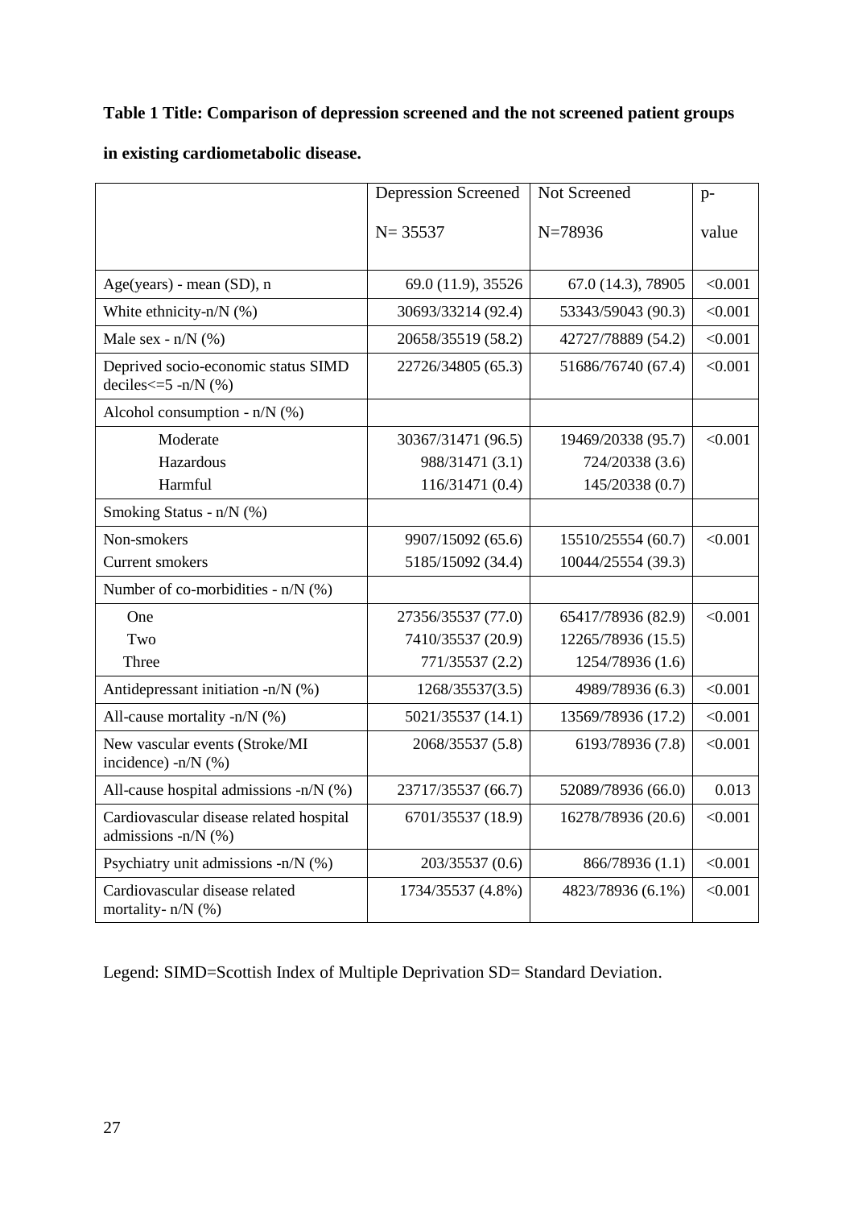**Table 1 Title: Comparison of depression screened and the not screened patient groups in existing cardiometabolic disease.**

| | Depression Screened<br>N= 35537 | Not Screened<br>N=78936 | p-value |
|---|---|---|---|
| Age(years) - mean (SD), n | 69.0 (11.9), 35526 | 67.0 (14.3), 78905 | <0.001 |
| White ethnicity-n/N (%) | 30693/33214 (92.4) | 53343/59043 (90.3) | <0.001 |
| Male sex - n/N (%) | 20658/35519 (58.2) | 42727/78889 (54.2) | <0.001 |
| Deprived socio-economic status SIMD deciles<=5 -n/N (%) | 22726/34805 (65.3) | 51686/76740 (67.4) | <0.001 |
| Alcohol consumption - n/N (%) | | | |
| Moderate<br>Hazardous<br>Harmful | 30367/31471 (96.5)<br>988/31471 (3.1)<br>116/31471 (0.4) | 19469/20338 (95.7)<br>724/20338 (3.6)<br>145/20338 (0.7) | <0.001 |
| Smoking Status - n/N (%) | | | |
| Non-smokers<br>Current smokers | 9907/15092 (65.6)<br>5185/15092 (34.4) | 15510/25554 (60.7)<br>10044/25554 (39.3) | <0.001 |
| Number of co-morbidities - n/N (%) | | | |
| One<br>Two<br>Three | 27356/35537 (77.0)<br>7410/35537 (20.9)<br>771/35537 (2.2) | 65417/78936 (82.9)<br>12265/78936 (15.5)<br>1254/78936 (1.6) | <0.001 |
| Antidepressant initiation -n/N (%) | 1268/35537(3.5) | 4989/78936 (6.3) | <0.001 |
| All-cause mortality -n/N (%) | 5021/35537 (14.1) | 13569/78936 (17.2) | <0.001 |
| New vascular events (Stroke/MI incidence) -n/N (%) | 2068/35537 (5.8) | 6193/78936 (7.8) | <0.001 |
| All-cause hospital admissions -n/N (%) | 23717/35537 (66.7) | 52089/78936 (66.0) | 0.013 |
| Cardiovascular disease related hospital admissions -n/N (%) | 6701/35537 (18.9) | 16278/78936 (20.6) | <0.001 |
| Psychiatry unit admissions -n/N (%) | 203/35537 (0.6) | 866/78936 (1.1) | <0.001 |
| Cardiovascular disease related mortality- n/N (%) | 1734/35537 (4.8%) | 4823/78936 (6.1%) | <0.001 |

Legend: SIMD=Scottish Index of Multiple Deprivation SD= Standard Deviation.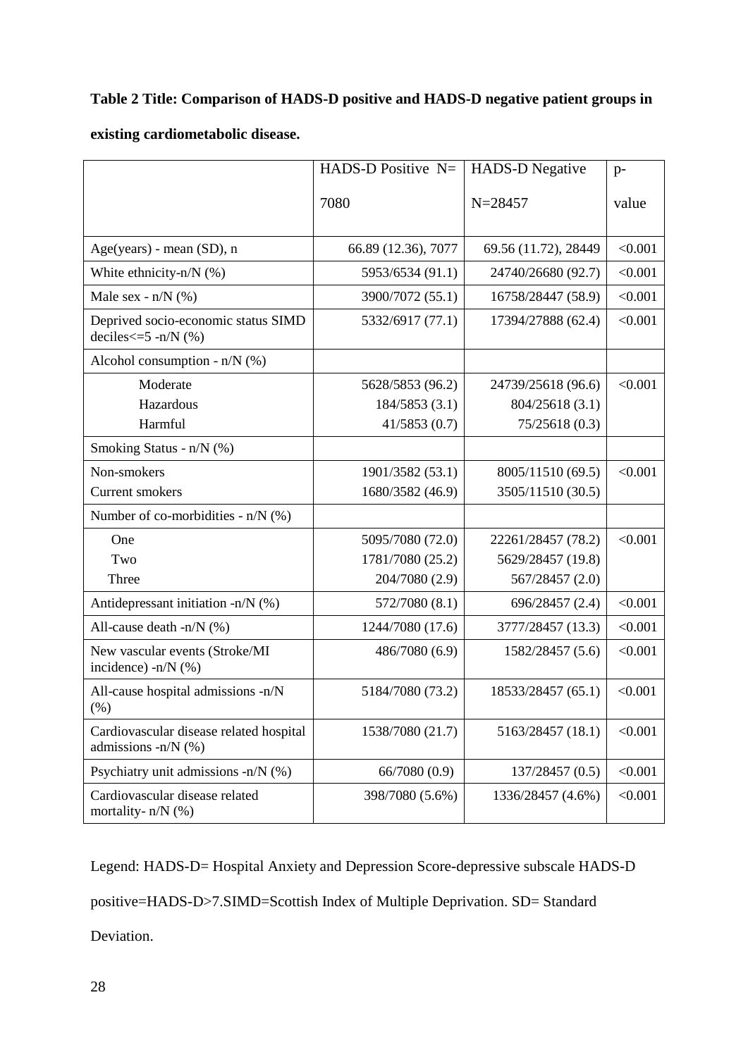**Table 2 Title: Comparison of HADS-D positive and HADS-D negative patient groups in existing cardiometabolic disease.**

| | HADS-D Positive N= 7080 | HADS-D Negative N=28457 | p-value |
|---|---|---|---|
| Age(years) - mean (SD), n | 66.89 (12.36), 7077 | 69.56 (11.72), 28449 | <0.001 |
| White ethnicity-n/N (%) | 5953/6534 (91.1) | 24740/26680 (92.7) | <0.001 |
| Male sex - n/N (%) | 3900/7072 (55.1) | 16758/28447 (58.9) | <0.001 |
| Deprived socio-economic status SIMD deciles<=5 -n/N (%) | 5332/6917 (77.1) | 17394/27888 (62.4) | <0.001 |
| Alcohol consumption - n/N (%) | | | |
| Moderate<br>Hazardous<br>Harmful | 5628/5853 (96.2)<br>184/5853 (3.1)<br>41/5853 (0.7) | 24739/25618 (96.6)<br>804/25618 (3.1)<br>75/25618 (0.3) | <0.001 |
| Smoking Status - n/N (%) | | | |
| Non-smokers<br>Current smokers | 1901/3582 (53.1)<br>1680/3582 (46.9) | 8005/11510 (69.5)<br>3505/11510 (30.5) | <0.001 |
| Number of co-morbidities - n/N (%) | | | |
| One<br>Two<br>Three | 5095/7080 (72.0)<br>1781/7080 (25.2)<br>204/7080 (2.9) | 22261/28457 (78.2)<br>5629/28457 (19.8)<br>567/28457 (2.0) | <0.001 |
| Antidepressant initiation -n/N (%) | 572/7080 (8.1) | 696/28457 (2.4) | <0.001 |
| All-cause death -n/N (%) | 1244/7080 (17.6) | 3777/28457 (13.3) | <0.001 |
| New vascular events (Stroke/MI incidence) -n/N (%) | 486/7080 (6.9) | 1582/28457 (5.6) | <0.001 |
| All-cause hospital admissions -n/N (%) | 5184/7080 (73.2) | 18533/28457 (65.1) | <0.001 |
| Cardiovascular disease related hospital admissions -n/N (%) | 1538/7080 (21.7) | 5163/28457 (18.1) | <0.001 |
| Psychiatry unit admissions -n/N (%) | 66/7080 (0.9) | 137/28457 (0.5) | <0.001 |
| Cardiovascular disease related mortality- n/N (%) | 398/7080 (5.6%) | 1336/28457 (4.6%) | <0.001 |

Legend: HADS-D= Hospital Anxiety and Depression Score-depressive subscale HADS-D positive=HADS-D>7.SIMD=Scottish Index of Multiple Deprivation. SD= Standard Deviation.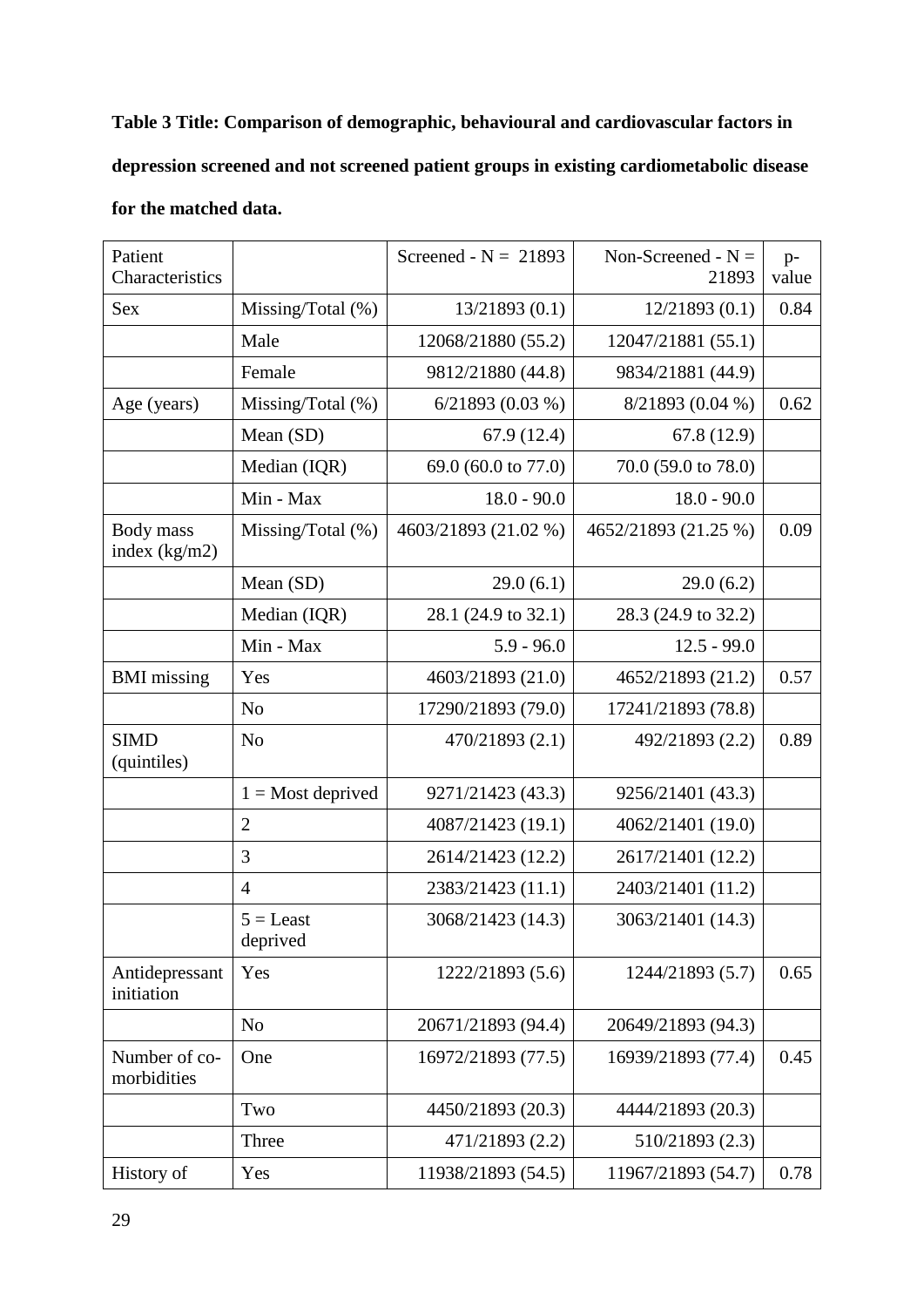**Table 3 Title: Comparison of demographic, behavioural and cardiovascular factors in depression screened and not screened patient groups in existing cardiometabolic disease for the matched data.**

| Patient Characteristics | | Screened - N = 21893 | Non-Screened - N = 21893 | p-value |
|---|---|---|---|---|
| Sex | Missing/Total (%) | 13/21893 (0.1) | 12/21893 (0.1) | 0.84 |
| | Male | 12068/21880 (55.2) | 12047/21881 (55.1) | |
| | Female | 9812/21880 (44.8) | 9834/21881 (44.9) | |
| Age (years) | Missing/Total (%) | 6/21893 (0.03 %) | 8/21893 (0.04 %) | 0.62 |
| | Mean (SD) | 67.9 (12.4) | 67.8 (12.9) | |
| | Median (IQR) | 69.0 (60.0 to 77.0) | 70.0 (59.0 to 78.0) | |
| | Min - Max | 18.0 - 90.0 | 18.0 - 90.0 | |
| Body mass index (kg/m2) | Missing/Total (%) | 4603/21893 (21.02 %) | 4652/21893 (21.25 %) | 0.09 |
| | Mean (SD) | 29.0 (6.1) | 29.0 (6.2) | |
| | Median (IQR) | 28.1 (24.9 to 32.1) | 28.3 (24.9 to 32.2) | |
| | Min - Max | 5.9 - 96.0 | 12.5 - 99.0 | |
| BMI missing | Yes | 4603/21893 (21.0) | 4652/21893 (21.2) | 0.57 |
| | No | 17290/21893 (79.0) | 17241/21893 (78.8) | |
| SIMD (quintiles) | No | 470/21893 (2.1) | 492/21893 (2.2) | 0.89 |
| | 1 = Most deprived | 9271/21423 (43.3) | 9256/21401 (43.3) | |
| | 2 | 4087/21423 (19.1) | 4062/21401 (19.0) | |
| | 3 | 2614/21423 (12.2) | 2617/21401 (12.2) | |
| | 4 | 2383/21423 (11.1) | 2403/21401 (11.2) | |
| | 5 = Least deprived | 3068/21423 (14.3) | 3063/21401 (14.3) | |
| Antidepressant initiation | Yes | 1222/21893 (5.6) | 1244/21893 (5.7) | 0.65 |
| | No | 20671/21893 (94.4) | 20649/21893 (94.3) | |
| Number of co-morbidities | One | 16972/21893 (77.5) | 16939/21893 (77.4) | 0.45 |
| | Two | 4450/21893 (20.3) | 4444/21893 (20.3) | |
| | Three | 471/21893 (2.2) | 510/21893 (2.3) | |
| History of | Yes | 11938/21893 (54.5) | 11967/21893 (54.7) | 0.78 |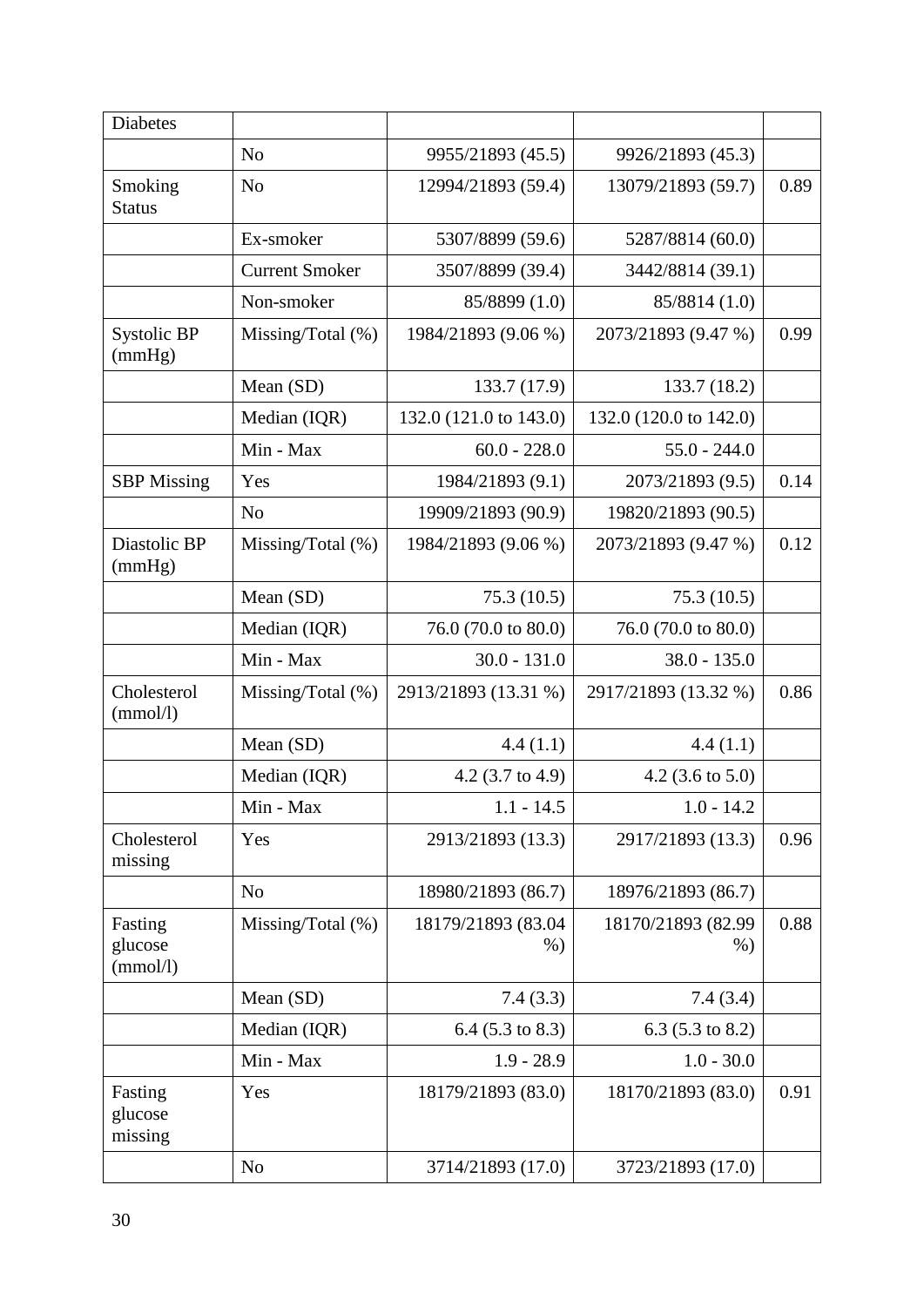| Diabetes | | | | |
|---|---|---|---|---|
| | No | 9955/21893 (45.5) | 9926/21893 (45.3) | |
| Smoking Status | No | 12994/21893 (59.4) | 13079/21893 (59.7) | 0.89 |
| | Ex-smoker | 5307/8899 (59.6) | 5287/8814 (60.0) | |
| | Current Smoker | 3507/8899 (39.4) | 3442/8814 (39.1) | |
| | Non-smoker | 85/8899 (1.0) | 85/8814 (1.0) | |
| Systolic BP (mmHg) | Missing/Total (%) | 1984/21893 (9.06 %) | 2073/21893 (9.47 %) | 0.99 |
| | Mean (SD) | 133.7 (17.9) | 133.7 (18.2) | |
| | Median (IQR) | 132.0 (121.0 to 143.0) | 132.0 (120.0 to 142.0) | |
| | Min - Max | 60.0 - 228.0 | 55.0 - 244.0 | |
| SBP Missing | Yes | 1984/21893 (9.1) | 2073/21893 (9.5) | 0.14 |
| | No | 19909/21893 (90.9) | 19820/21893 (90.5) | |
| Diastolic BP (mmHg) | Missing/Total (%) | 1984/21893 (9.06 %) | 2073/21893 (9.47 %) | 0.12 |
| | Mean (SD) | 75.3 (10.5) | 75.3 (10.5) | |
| | Median (IQR) | 76.0 (70.0 to 80.0) | 76.0 (70.0 to 80.0) | |
| | Min - Max | 30.0 - 131.0 | 38.0 - 135.0 | |
| Cholesterol (mmol/l) | Missing/Total (%) | 2913/21893 (13.31 %) | 2917/21893 (13.32 %) | 0.86 |
| | Mean (SD) | 4.4 (1.1) | 4.4 (1.1) | |
| | Median (IQR) | 4.2 (3.7 to 4.9) | 4.2 (3.6 to 5.0) | |
| | Min - Max | 1.1 - 14.5 | 1.0 - 14.2 | |
| Cholesterol missing | Yes | 2913/21893 (13.3) | 2917/21893 (13.3) | 0.96 |
| | No | 18980/21893 (86.7) | 18976/21893 (86.7) | |
| Fasting glucose (mmol/l) | Missing/Total (%) | 18179/21893 (83.04 %) | 18170/21893 (82.99 %) | 0.88 |
| | Mean (SD) | 7.4 (3.3) | 7.4 (3.4) | |
| | Median (IQR) | 6.4 (5.3 to 8.3) | 6.3 (5.3 to 8.2) | |
| | Min - Max | 1.9 - 28.9 | 1.0 - 30.0 | |
| Fasting glucose missing | Yes | 18179/21893 (83.0) | 18170/21893 (83.0) | 0.91 |
| | No | 3714/21893 (17.0) | 3723/21893 (17.0) | |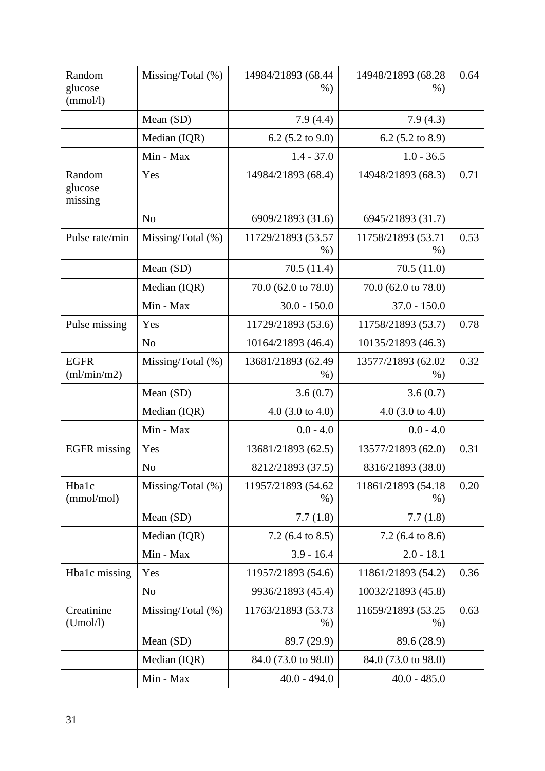| Random glucose (mmol/l) | Missing/Total (%) | 14984/21893 (68.44 %) | 14948/21893 (68.28 %) | 0.64 |
|---|---|---|---|---|
| | Mean (SD) | 7.9 (4.4) | 7.9 (4.3) | |
| | Median (IQR) | 6.2 (5.2 to 9.0) | 6.2 (5.2 to 8.9) | |
| | Min - Max | 1.4 - 37.0 | 1.0 - 36.5 | |
| Random glucose missing | Yes | 14984/21893 (68.4) | 14948/21893 (68.3) | 0.71 |
| | No | 6909/21893 (31.6) | 6945/21893 (31.7) | |
| Pulse rate/min | Missing/Total (%) | 11729/21893 (53.57 %) | 11758/21893 (53.71 %) | 0.53 |
| | Mean (SD) | 70.5 (11.4) | 70.5 (11.0) | |
| | Median (IQR) | 70.0 (62.0 to 78.0) | 70.0 (62.0 to 78.0) | |
| | Min - Max | 30.0 - 150.0 | 37.0 - 150.0 | |
| Pulse missing | Yes | 11729/21893 (53.6) | 11758/21893 (53.7) | 0.78 |
| | No | 10164/21893 (46.4) | 10135/21893 (46.3) | |
| EGFR (ml/min/m2) | Missing/Total (%) | 13681/21893 (62.49 %) | 13577/21893 (62.02 %) | 0.32 |
| | Mean (SD) | 3.6 (0.7) | 3.6 (0.7) | |
| | Median (IQR) | 4.0 (3.0 to 4.0) | 4.0 (3.0 to 4.0) | |
| | Min - Max | 0.0 - 4.0 | 0.0 - 4.0 | |
| EGFR missing | Yes | 13681/21893 (62.5) | 13577/21893 (62.0) | 0.31 |
| | No | 8212/21893 (37.5) | 8316/21893 (38.0) | |
| Hba1c (mmol/mol) | Missing/Total (%) | 11957/21893 (54.62 %) | 11861/21893 (54.18 %) | 0.20 |
| | Mean (SD) | 7.7 (1.8) | 7.7 (1.8) | |
| | Median (IQR) | 7.2 (6.4 to 8.5) | 7.2 (6.4 to 8.6) | |
| | Min - Max | 3.9 - 16.4 | 2.0 - 18.1 | |
| Hba1c missing | Yes | 11957/21893 (54.6) | 11861/21893 (54.2) | 0.36 |
| | No | 9936/21893 (45.4) | 10032/21893 (45.8) | |
| Creatinine (Umol/l) | Missing/Total (%) | 11763/21893 (53.73 %) | 11659/21893 (53.25 %) | 0.63 |
| | Mean (SD) | 89.7 (29.9) | 89.6 (28.9) | |
| | Median (IQR) | 84.0 (73.0 to 98.0) | 84.0 (73.0 to 98.0) | |
| | Min - Max | 40.0 - 494.0 | 40.0 - 485.0 | |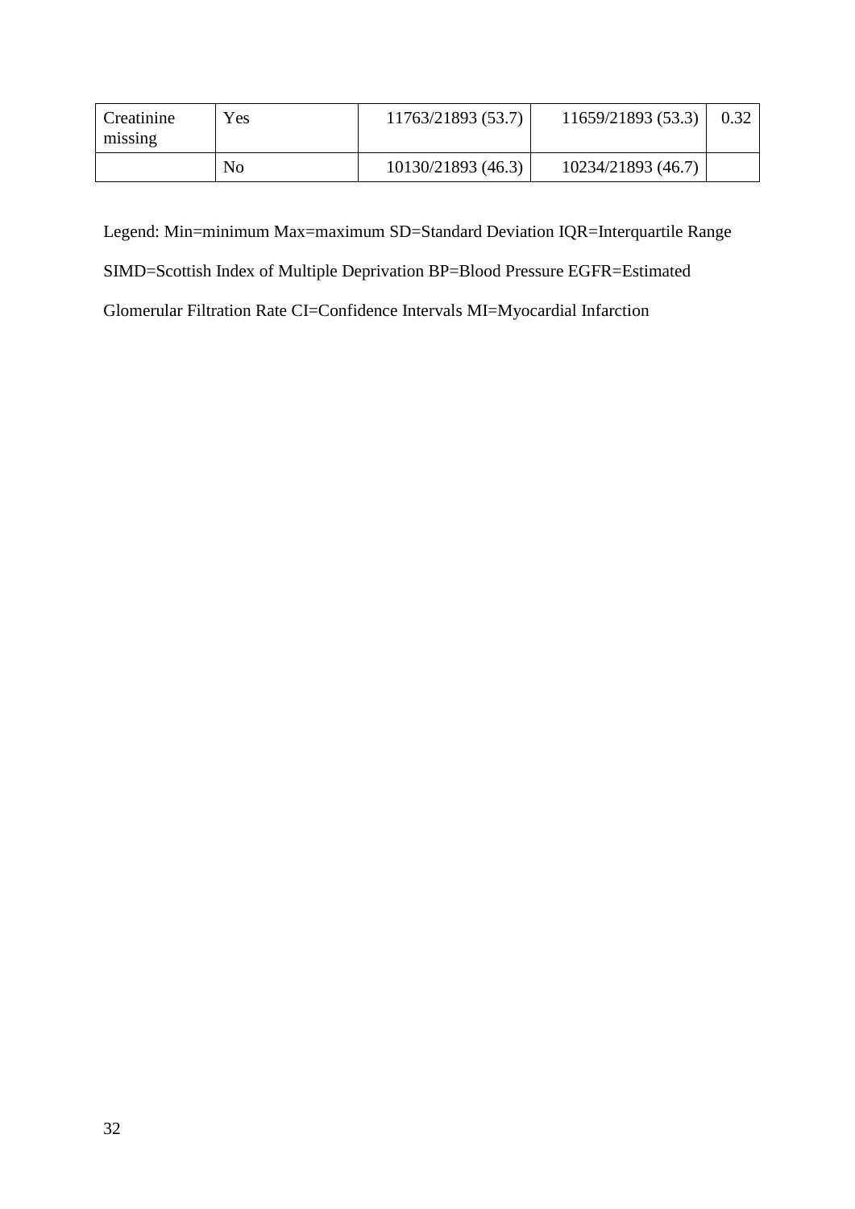| Creatinine missing | Yes | 11763/21893 (53.7) | 11659/21893 (53.3) | 0.32 |
| --- | --- | --- | --- | --- |
| | No | 10130/21893 (46.3) | 10234/21893 (46.7) | |

Legend: Min=minimum Max=maximum SD=Standard Deviation IQR=Interquartile Range SIMD=Scottish Index of Multiple Deprivation BP=Blood Pressure EGFR=Estimated Glomerular Filtration Rate CI=Confidence Intervals MI=Myocardial Infarction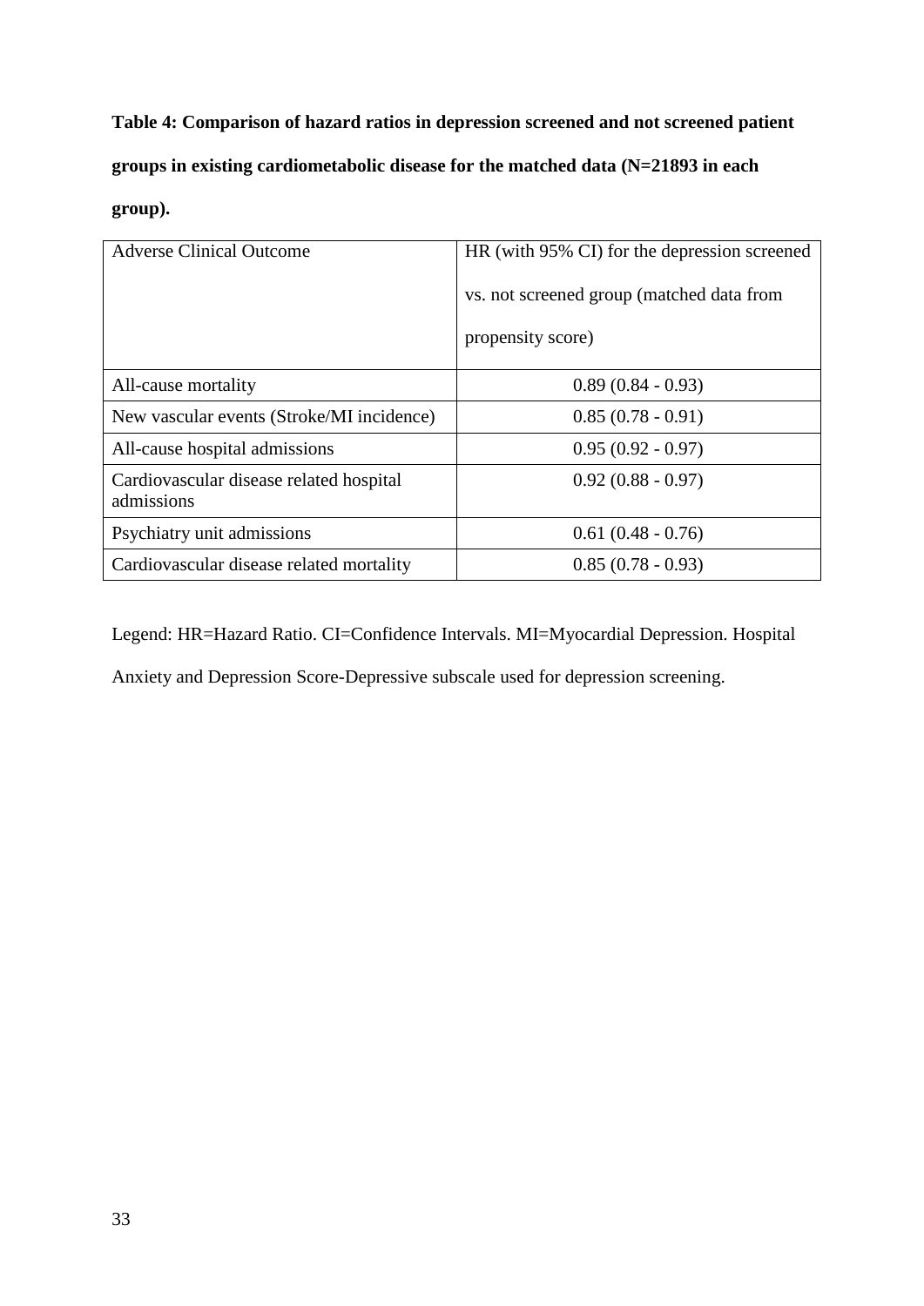**Table 4: Comparison of hazard ratios in depression screened and not screened patient groups in existing cardiometabolic disease for the matched data (N=21893 in each group).**

| Adverse Clinical Outcome | HR (with 95% CI) for the depression screened vs. not screened group (matched data from propensity score) |
|---|---|
| All-cause mortality | 0.89 (0.84 - 0.93) |
| New vascular events (Stroke/MI incidence) | 0.85 (0.78 - 0.91) |
| All-cause hospital admissions | 0.95 (0.92 - 0.97) |
| Cardiovascular disease related hospital admissions | 0.92 (0.88 - 0.97) |
| Psychiatry unit admissions | 0.61 (0.48 - 0.76) |
| Cardiovascular disease related mortality | 0.85 (0.78 - 0.93) |

Legend: HR=Hazard Ratio. CI=Confidence Intervals. MI=Myocardial Depression. Hospital Anxiety and Depression Score-Depressive subscale used for depression screening.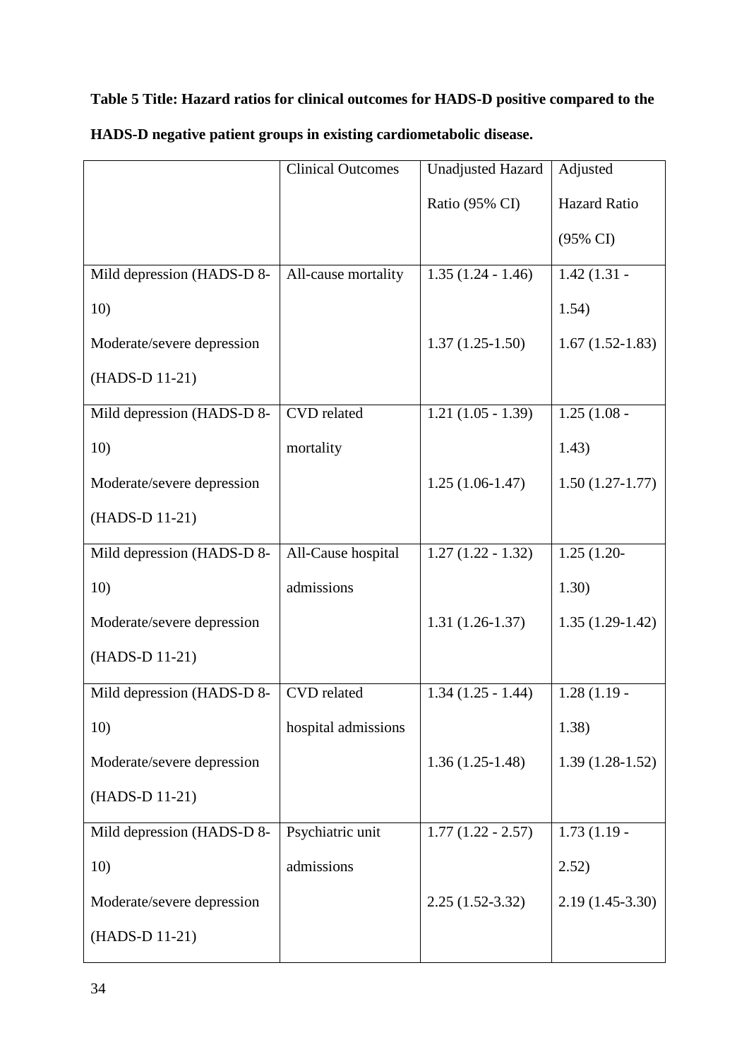**Table 5 Title: Hazard ratios for clinical outcomes for HADS-D positive compared to the HADS-D negative patient groups in existing cardiometabolic disease.**

| | Clinical Outcomes | Unadjusted Hazard Ratio (95% CI) | Adjusted Hazard Ratio (95% CI) |
|---|---|---|---|
| Mild depression (HADS-D 8-10) | All-cause mortality | 1.35 (1.24 - 1.46) | 1.42 (1.31 - 1.54) |
| Moderate/severe depression (HADS-D 11-21) | | 1.37 (1.25-1.50) | 1.67 (1.52-1.83) |
| Mild depression (HADS-D 8-10) | CVD related mortality | 1.21 (1.05 - 1.39) | 1.25 (1.08 - 1.43) |
| Moderate/severe depression (HADS-D 11-21) | | 1.25 (1.06-1.47) | 1.50 (1.27-1.77) |
| Mild depression (HADS-D 8-10) | All-Cause hospital admissions | 1.27 (1.22 - 1.32) | 1.25 (1.20-1.30) |
| Moderate/severe depression (HADS-D 11-21) | | 1.31 (1.26-1.37) | 1.35 (1.29-1.42) |
| Mild depression (HADS-D 8-10) | CVD related hospital admissions | 1.34 (1.25 - 1.44) | 1.28 (1.19 - 1.38) |
| Moderate/severe depression (HADS-D 11-21) | | 1.36 (1.25-1.48) | 1.39 (1.28-1.52) |
| Mild depression (HADS-D 8-10) | Psychiatric unit admissions | 1.77 (1.22 - 2.57) | 1.73 (1.19 - 2.52) |
| Moderate/severe depression (HADS-D 11-21) | | 2.25 (1.52-3.32) | 2.19 (1.45-3.30) |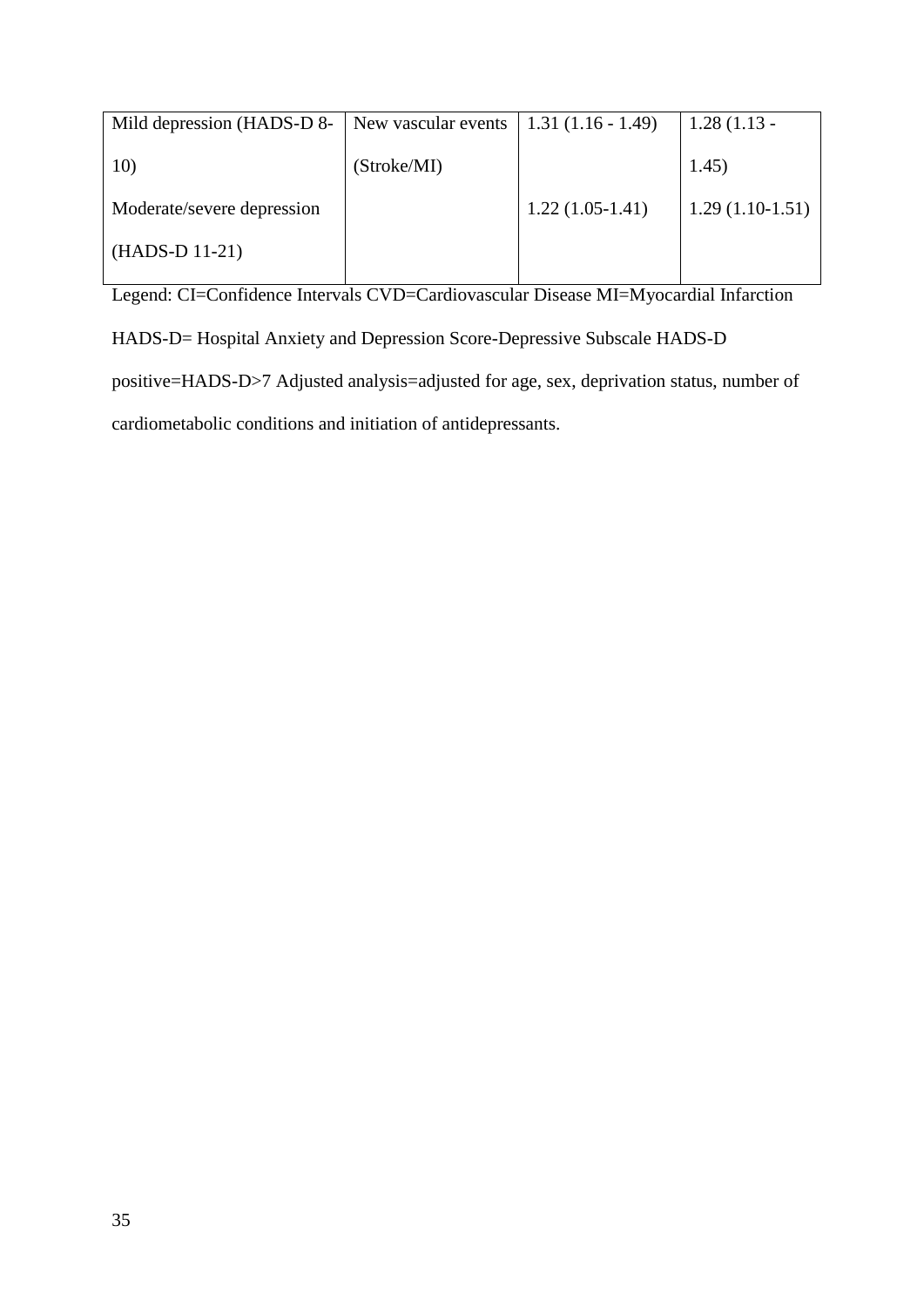| | | | |
|---|---|---|---|
| Mild depression (HADS-D 8-10) | New vascular events (Stroke/MI) | 1.31 (1.16 - 1.49) | 1.28 (1.13 - 1.45) |
| Moderate/severe depression (HADS-D 11-21) | | 1.22 (1.05-1.41) | 1.29 (1.10-1.51) |

Legend: CI=Confidence Intervals CVD=Cardiovascular Disease MI=Myocardial Infarction HADS-D= Hospital Anxiety and Depression Score-Depressive Subscale HADS-D positive=HADS-D>7 Adjusted analysis=adjusted for age, sex, deprivation status, number of cardiometabolic conditions and initiation of antidepressants.